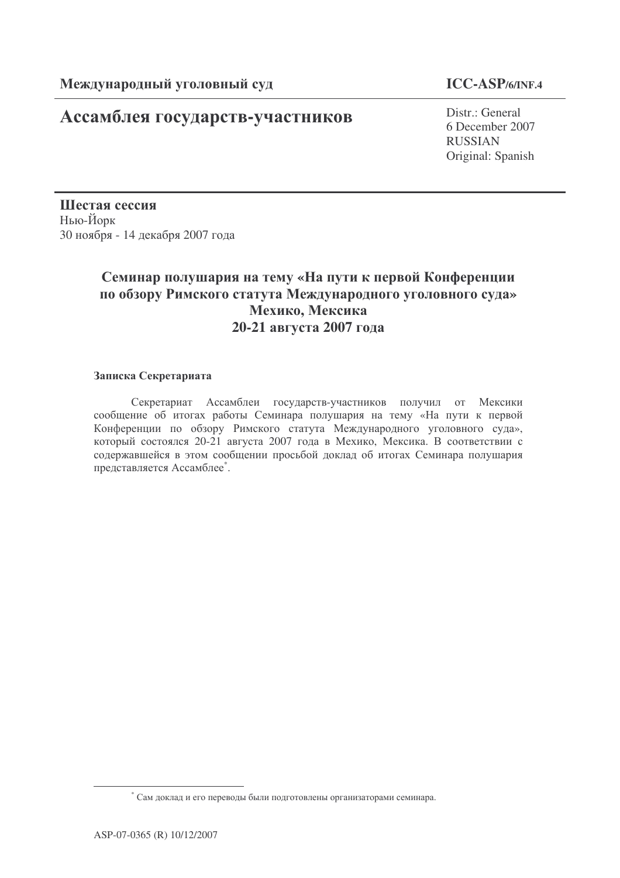**Международный уголовный суд** | **ICC-ASP/6/INF.4**

# Ассамблея государств-участников

Distr.: General
6 December 2007
RUSSIAN
Original: Spanish

**Шестая сессия**
Нью-Йорк
30 ноября - 14 декабря 2007 года

## Семинар полушария на тему «На пути к первой Конференции по обзору Римского статута Международного уголовного суда» Мехико, Мексика 20-21 августа 2007 года

**Записка Секретариата**

Секретариат Ассамблеи государств-участников получил от Мексики сообщение об итогах работы Семинара полушария на тему «На пути к первой Конференции по обзору Римского статута Международного уголовного суда», который состоялся 20-21 августа 2007 года в Мехико, Мексика. В соответствии с содержавшейся в этом сообщении просьбой доклад об итогах Семинара полушария представляется Ассамблее[*].

[*] Сам доклад и его переводы были подготовлены организаторами семинара.

ASP-07-0365 (R) 10/12/2007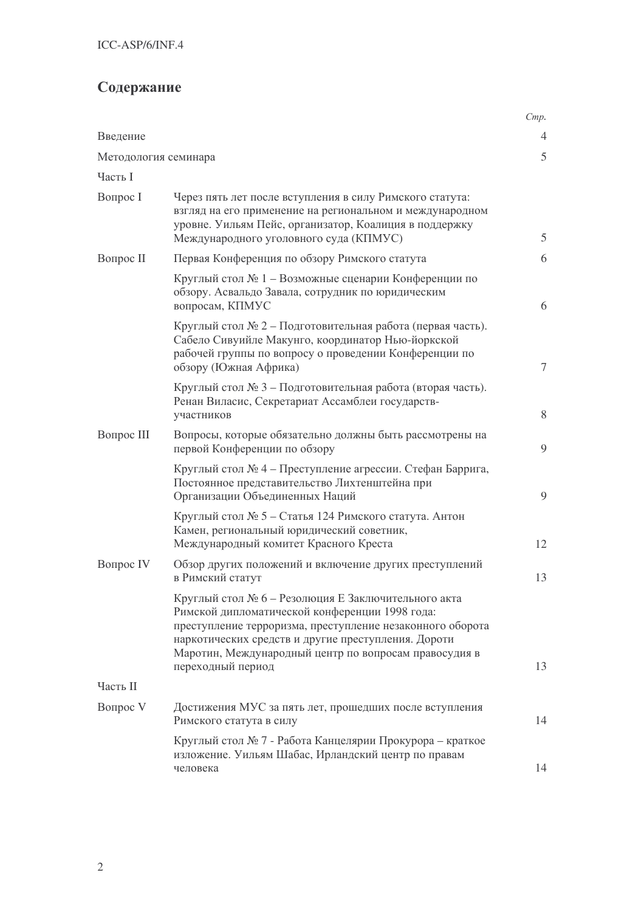# Содержание

| | | *Стр.* |
|---|---|---|
| Введение | | 4 |
| Методология семинара | | 5 |
| Часть I | | |
| Вопрос I | Через пять лет после вступления в силу Римского статута: взгляд на его применение на региональном и международном уровне. Уильям Пейс, организатор, Коалиция в поддержку Международного уголовного суда (КПМУС) | 5 |
| Вопрос II | Первая Конференция по обзору Римского статута | 6 |
| | Круглый стол № 1 – Возможные сценарии Конференции по обзору. Асвальдо Завала, сотрудник по юридическим вопросам, КПМУС | 6 |
| | Круглый стол № 2 – Подготовительная работа (первая часть). Сабело Сивуийле Макунго, координатор Нью-йоркской рабочей группы по вопросу о проведении Конференции по обзору (Южная Африка) | 7 |
| | Круглый стол № 3 – Подготовительная работа (вторая часть). Ренан Виласис, Секретариат Ассамблеи государств-участников | 8 |
| Вопрос III | Вопросы, которые обязательно должны быть рассмотрены на первой Конференции по обзору | 9 |
| | Круглый стол № 4 – Преступление агрессии. Стефан Баррига, Постоянное представительство Лихтенштейна при Организации Объединенных Наций | 9 |
| | Круглый стол № 5 – Статья 124 Римского статута. Антон Камен, региональный юридический советник, Международный комитет Красного Креста | 12 |
| Вопрос IV | Обзор других положений и включение других преступлений в Римский статут | 13 |
| | Круглый стол № 6 – Резолюция E Заключительного акта Римской дипломатической конференции 1998 года: преступление терроризма, преступление незаконного оборота наркотических средств и другие преступления. Дороти Маротин, Международный центр по вопросам правосудия в переходный период | 13 |
| Часть II | | |
| Вопрос V | Достижения МУС за пять лет, прошедших после вступления Римского статута в силу | 14 |
| | Круглый стол № 7 - Работа Канцелярии Прокурора – краткое изложение. Уильям Шабас, Ирландский центр по правам человека | 14 |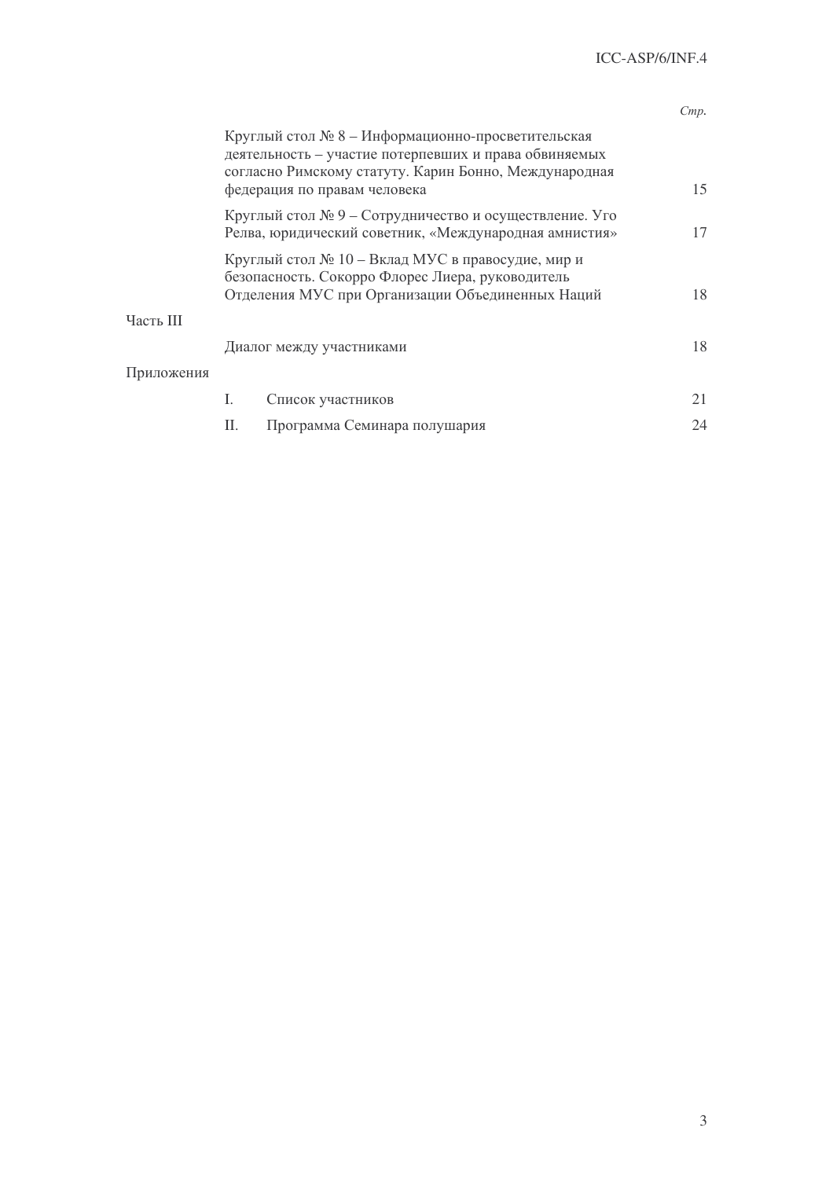| | | Стр. |
|---|---|---|
| | Круглый стол № 8 – Информационно-просветительская деятельность – участие потерпевших и права обвиняемых согласно Римскому статуту. Карин Бонно, Международная федерация по правам человека | 15 |
| | Круглый стол № 9 – Сотрудничество и осуществление. Уго Релва, юридический советник, «Международная амнистия» | 17 |
| | Круглый стол № 10 – Вклад МУС в правосудие, мир и безопасность. Сокорро Флорес Лиера, руководитель Отделения МУС при Организации Объединенных Наций | 18 |
| Часть III | | |
| | Диалог между участниками | 18 |
| Приложения | | |
| | I. Список участников | 21 |
| | II. Программа Семинара полушария | 24 |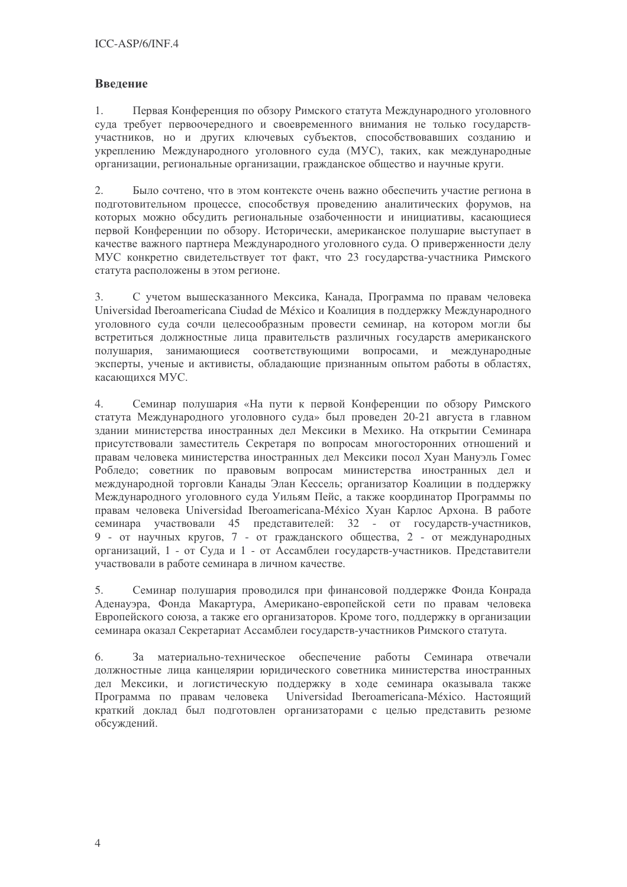## Введение

1. Первая Конференция по обзору Римского статута Международного уголовного суда требует первоочередного и своевременного внимания не только государств-участников, но и других ключевых субъектов, способствовавших созданию и укреплению Международного уголовного суда (МУС), таких, как международные организации, региональные организации, гражданское общество и научные круги.

2. Было сочтено, что в этом контексте очень важно обеспечить участие региона в подготовительном процессе, способствуя проведению аналитических форумов, на которых можно обсудить региональные озабоченности и инициативы, касающиеся первой Конференции по обзору. Исторически, американское полушарие выступает в качестве важного партнера Международного уголовного суда. О приверженности делу МУС конкретно свидетельствует тот факт, что 23 государства-участника Римского статута расположены в этом регионе.

3. С учетом вышесказанного Мексика, Канада, Программа по правам человека Universidad Iberoamericana Ciudad de México и Коалиция в поддержку Международного уголовного суда сочли целесообразным провести семинар, на котором могли бы встретиться должностные лица правительств различных государств американского полушария, занимающиеся соответствующими вопросами, и международные эксперты, ученые и активисты, обладающие признанным опытом работы в областях, касающихся МУС.

4. Семинар полушария «На пути к первой Конференции по обзору Римского статута Международного уголовного суда» был проведен 20-21 августа в главном здании министерства иностранных дел Мексики в Мехико. На открытии Семинара присутствовали заместитель Секретаря по вопросам многосторонних отношений и правам человека министерства иностранных дел Мексики посол Хуан Мануэль Гомес Робледо; советник по правовым вопросам министерства иностранных дел и международной торговли Канады Элан Кессель; организатор Коалиции в поддержку Международного уголовного суда Уильям Пейс, а также координатор Программы по правам человека Universidad Iberoamericana-México Хуан Карлос Архона. В работе семинара участвовали 45 представителей: 32 - от государств-участников, 9 - от научных кругов, 7 - от гражданского общества, 2 - от международных организаций, 1 - от Суда и 1 - от Ассамблеи государств-участников. Представители участвовали в работе семинара в личном качестве.

5. Семинар полушария проводился при финансовой поддержке Фонда Конрада Аденауэра, Фонда Макартура, Американо-европейской сети по правам человека Европейского союза, а также его организаторов. Кроме того, поддержку в организации семинара оказал Секретариат Ассамблеи государств-участников Римского статута.

6. За материально-техническое обеспечение работы Семинара отвечали должностные лица канцелярии юридического советника министерства иностранных дел Мексики, и логистическую поддержку в ходе семинара оказывала также Программа по правам человека Universidad Iberoamericana-México. Настоящий краткий доклад был подготовлен организаторами с целью представить резюме обсуждений.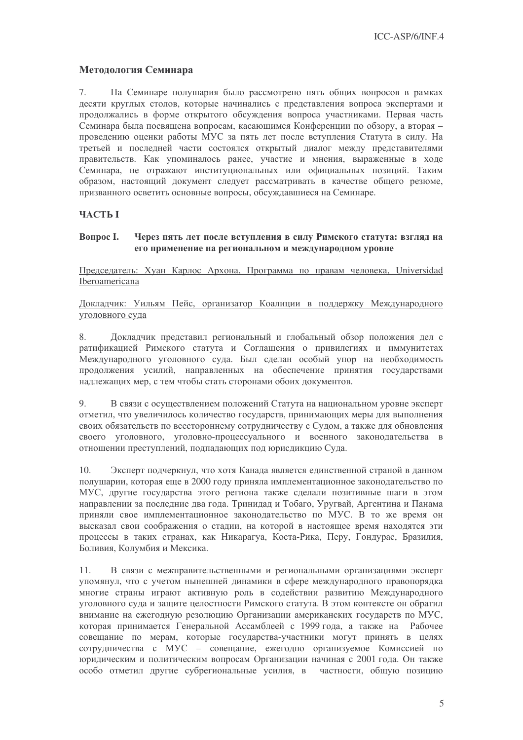## Методология Семинара

7. На Семинаре полушария было рассмотрено пять общих вопросов в рамках десяти круглых столов, которые начинались с представления вопроса экспертами и продолжались в форме открытого обсуждения вопроса участниками. Первая часть Семинара была посвящена вопросам, касающимся Конференции по обзору, а вторая – проведению оценки работы МУС за пять лет после вступления Статута в силу. На третьей и последней части состоялся открытый диалог между представителями правительств. Как упоминалось ранее, участие и мнения, выраженные в ходе Семинара, не отражают институциональных или официальных позиций. Таким образом, настоящий документ следует рассматривать в качестве общего резюме, призванного осветить основные вопросы, обсуждавшиеся на Семинаре.

## ЧАСТЬ I

### Вопрос I. Через пять лет после вступления в силу Римского статута: взгляд на его применение на региональном и международном уровне

Председатель: Хуан Карлос Архона, Программа по правам человека, Universidad Iberoamericana

Докладчик: Уильям Пейс, организатор Коалиции в поддержку Международного уголовного суда

8. Докладчик представил региональный и глобальный обзор положения дел с ратификацией Римского статута и Соглашения о привилегиях и иммунитетах Международного уголовного суда. Был сделан особый упор на необходимость продолжения усилий, направленных на обеспечение принятия государствами надлежащих мер, с тем чтобы стать сторонами обоих документов.

9. В связи с осуществлением положений Статута на национальном уровне эксперт отметил, что увеличилось количество государств, принимающих меры для выполнения своих обязательств по всестороннему сотрудничеству с Судом, а также для обновления своего уголовного, уголовно-процессуального и военного законодательства в отношении преступлений, подпадающих под юрисдикцию Суда.

10. Эксперт подчеркнул, что хотя Канада является единственной страной в данном полушарии, которая еще в 2000 году приняла имплементационное законодательство по МУС, другие государства этого региона также сделали позитивные шаги в этом направлении за последние два года. Тринидад и Тобаго, Уругвай, Аргентина и Панама приняли свое имплементационное законодательство по МУС. В то же время он высказал свои соображения о стадии, на которой в настоящее время находятся эти процессы в таких странах, как Никарагуа, Коста-Рика, Перу, Гондурас, Бразилия, Боливия, Колумбия и Мексика.

11. В связи с межправительственными и региональными организациями эксперт упомянул, что с учетом нынешней динамики в сфере международного правопорядка многие страны играют активную роль в содействии развитию Международного уголовного суда и защите целостности Римского статута. В этом контексте он обратил внимание на ежегодную резолюцию Организации американских государств по МУС, которая принимается Генеральной Ассамблеей с 1999 года, а также на Рабочее совещание по мерам, которые государства-участники могут принять в целях сотрудничества с МУС – совещание, ежегодно организуемое Комиссией по юридическим и политическим вопросам Организации начиная с 2001 года. Он также особо отметил другие субрегиональные усилия, в частности, общую позицию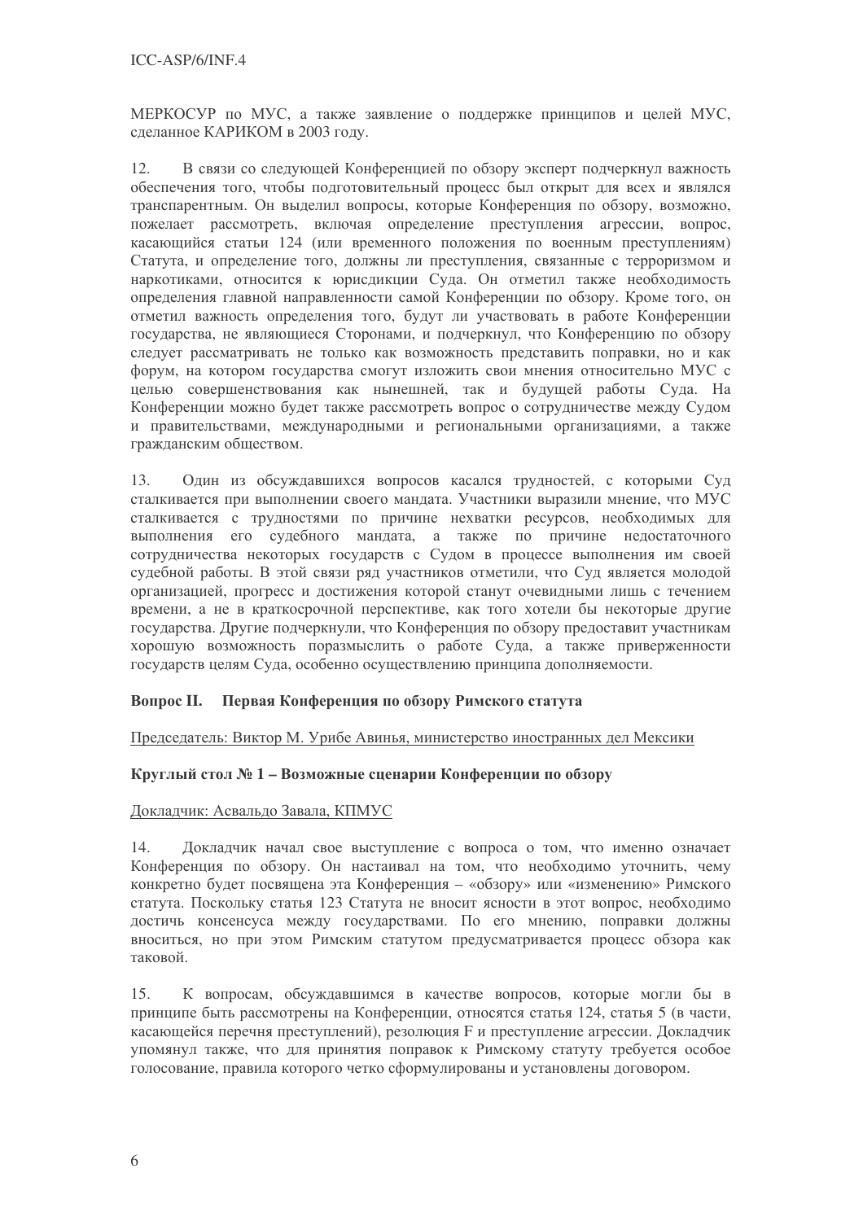МЕРКОСУР по МУС, а также заявление о поддержке принципов и целей МУС, сделанное КАРИКОМ в 2003 году.

12. В связи со следующей Конференцией по обзору эксперт подчеркнул важность обеспечения того, чтобы подготовительный процесс был открыт для всех и являлся транспарентным. Он выделил вопросы, которые Конференция по обзору, возможно, пожелает рассмотреть, включая определение преступления агрессии, вопрос, касающийся статьи 124 (или временного положения по военным преступлениям) Статута, и определение того, должны ли преступления, связанные с терроризмом и наркотиками, относится к юрисдикции Суда. Он отметил также необходимость определения главной направленности самой Конференции по обзору. Кроме того, он отметил важность определения того, будут ли участвовать в работе Конференции государства, не являющиеся Сторонами, и подчеркнул, что Конференцию по обзору следует рассматривать не только как возможность представить поправки, но и как форум, на котором государства смогут изложить свои мнения относительно МУС с целью совершенствования как нынешней, так и будущей работы Суда. На Конференции можно будет также рассмотреть вопрос о сотрудничестве между Судом и правительствами, международными и региональными организациями, а также гражданским обществом.

13. Один из обсуждавшихся вопросов касался трудностей, с которыми Суд сталкивается при выполнении своего мандата. Участники выразили мнение, что МУС сталкивается с трудностями по причине нехватки ресурсов, необходимых для выполнения его судебного мандата, а также по причине недостаточного сотрудничества некоторых государств с Судом в процессе выполнения им своей судебной работы. В этой связи ряд участников отметили, что Суд является молодой организацией, прогресс и достижения которой станут очевидными лишь с течением времени, а не в краткосрочной перспективе, как того хотели бы некоторые другие государства. Другие подчеркнули, что Конференция по обзору предоставит участникам хорошую возможность поразмыслить о работе Суда, а также приверженности государств целям Суда, особенно осуществлению принципа дополняемости.

### Вопрос II. Первая Конференция по обзору Римского статута

Председатель: Виктор М. Урибе Авинья, министерство иностранных дел Мексики

#### Круглый стол № 1 – Возможные сценарии Конференции по обзору

Докладчик: Асвальдо Завала, КПМУС

14. Докладчик начал свое выступление с вопроса о том, что именно означает Конференция по обзору. Он настаивал на том, что необходимо уточнить, чему конкретно будет посвящена эта Конференция – «обзору» или «изменению» Римского статута. Поскольку статья 123 Статута не вносит ясности в этот вопрос, необходимо достичь консенсуса между государствами. По его мнению, поправки должны вноситься, но при этом Римским статутом предусматривается процесс обзора как таковой.

15. К вопросам, обсуждавшимся в качестве вопросов, которые могли бы в принципе быть рассмотрены на Конференции, относятся статья 124, статья 5 (в части, касающейся перечня преступлений), резолюция F и преступление агрессии. Докладчик упомянул также, что для принятия поправок к Римскому статуту требуется особое голосование, правила которого четко сформулированы и установлены договором.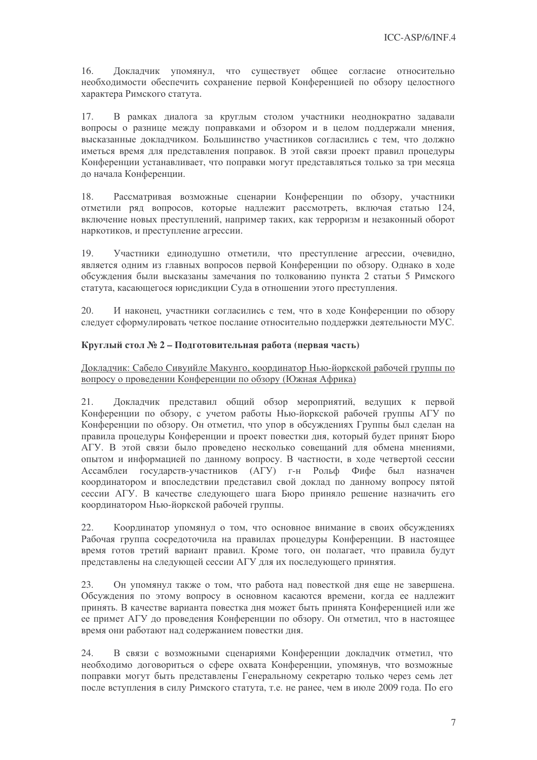16. Докладчик упомянул, что существует общее согласие относительно необходимости обеспечить сохранение первой Конференцией по обзору целостного характера Римского статута.

17. В рамках диалога за круглым столом участники неоднократно задавали вопросы о разнице между поправками и обзором и в целом поддержали мнения, высказанные докладчиком. Большинство участников согласились с тем, что должно иметься время для представления поправок. В этой связи проект правил процедуры Конференции устанавливает, что поправки могут представляться только за три месяца до начала Конференции.

18. Рассматривая возможные сценарии Конференции по обзору, участники отметили ряд вопросов, которые надлежит рассмотреть, включая статью 124, включение новых преступлений, например таких, как терроризм и незаконный оборот наркотиков, и преступление агрессии.

19. Участники единодушно отметили, что преступление агрессии, очевидно, является одним из главных вопросов первой Конференции по обзору. Однако в ходе обсуждения были высказаны замечания по толкованию пункта 2 статьи 5 Римского статута, касающегося юрисдикции Суда в отношении этого преступления.

20. И наконец, участники согласились с тем, что в ходе Конференции по обзору следует сформулировать четкое послание относительно поддержки деятельности МУС.

**Круглый стол № 2 – Подготовительная работа (первая часть)**

Докладчик: Сабело Сивуйиле Макунго, координатор Нью-йоркской рабочей группы по вопросу о проведении Конференции по обзору (Южная Африка)

21. Докладчик представил общий обзор мероприятий, ведущих к первой Конференции по обзору, с учетом работы Нью-йоркской рабочей группы АГУ по Конференции по обзору. Он отметил, что упор в обсуждениях Группы был сделан на правила процедуры Конференции и проект повестки дня, который будет принят Бюро АГУ. В этой связи было проведено несколько совещаний для обмена мнениями, опытом и информацией по данному вопросу. В частности, в ходе четвертой сессии Ассамблеи государств-участников (АГУ) г-н Рольф Фифе был назначен координатором и впоследствии представил свой доклад по данному вопросу пятой сессии АГУ. В качестве следующего шага Бюро приняло решение назначить его координатором Нью-йоркской рабочей группы.

22. Координатор упомянул о том, что основное внимание в своих обсуждениях Рабочая группа сосредоточила на правилах процедуры Конференции. В настоящее время готов третий вариант правил. Кроме того, он полагает, что правила будут представлены на следующей сессии АГУ для их последующего принятия.

23. Он упомянул также о том, что работа над повесткой дня еще не завершена. Обсуждения по этому вопросу в основном касаются времени, когда ее надлежит принять. В качестве варианта повестка дня может быть принята Конференцией или же ее примет АГУ до проведения Конференции по обзору. Он отметил, что в настоящее время они работают над содержанием повестки дня.

24. В связи с возможными сценариями Конференции докладчик отметил, что необходимо договориться о сфере охвата Конференции, упомянув, что возможные поправки могут быть представлены Генеральному секретарю только через семь лет после вступления в силу Римского статута, т.е. не ранее, чем в июле 2009 года. По его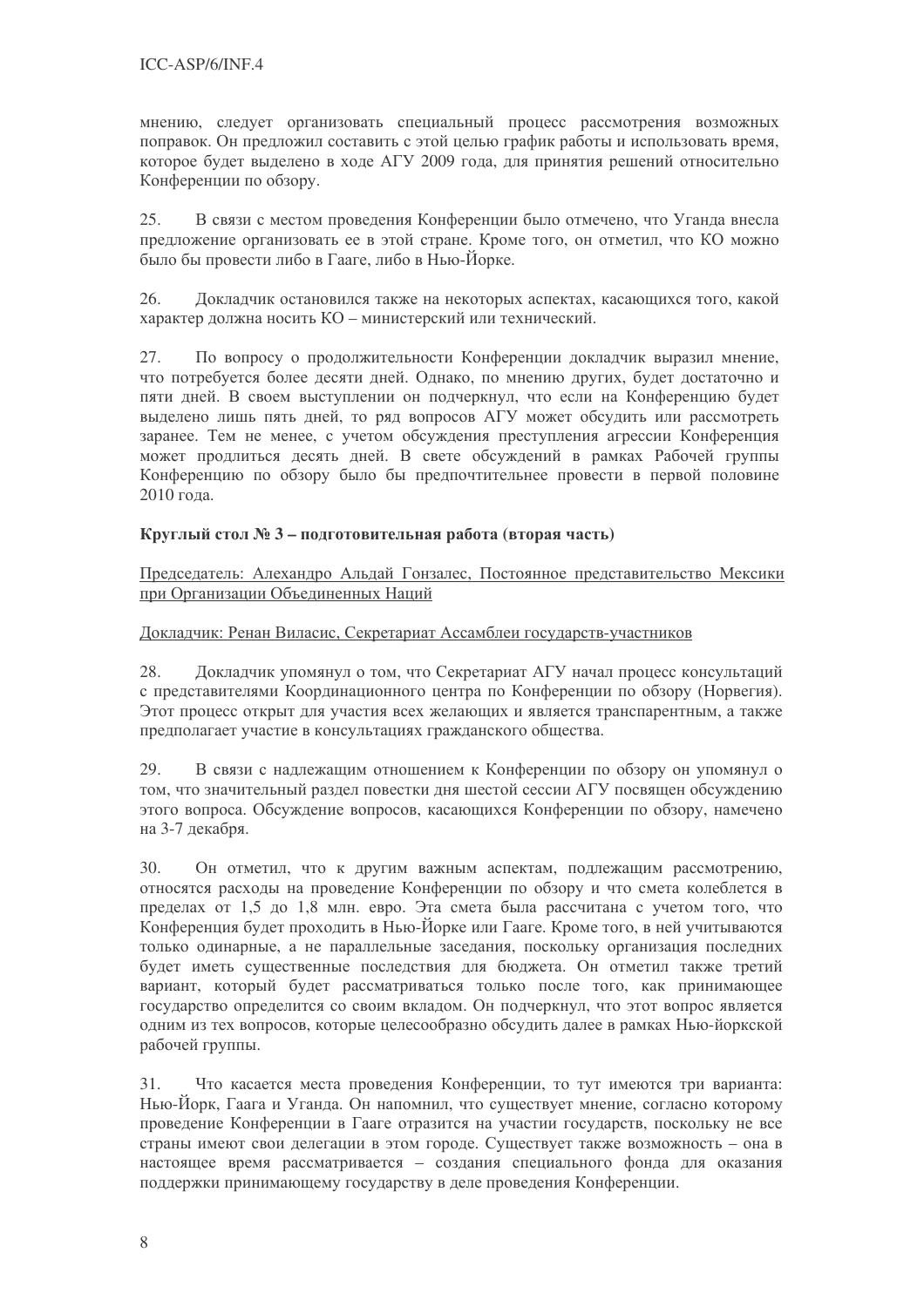мнению, следует организовать специальный процесс рассмотрения возможных поправок. Он предложил составить с этой целью график работы и использовать время, которое будет выделено в ходе АГУ 2009 года, для принятия решений относительно Конференции по обзору.

25. В связи с местом проведения Конференции было отмечено, что Уганда внесла предложение организовать ее в этой стране. Кроме того, он отметил, что КО можно было бы провести либо в Гааге, либо в Нью-Йорке.

26. Докладчик остановился также на некоторых аспектах, касающихся того, какой характер должна носить КО – министерский или технический.

27. По вопросу о продолжительности Конференции докладчик выразил мнение, что потребуется более десяти дней. Однако, по мнению других, будет достаточно и пяти дней. В своем выступлении он подчеркнул, что если на Конференцию будет выделено лишь пять дней, то ряд вопросов АГУ может обсудить или рассмотреть заранее. Тем не менее, с учетом обсуждения преступления агрессии Конференция может продлиться десять дней. В свете обсуждений в рамках Рабочей группы Конференцию по обзору было бы предпочтительнее провести в первой половине 2010 года.

**Круглый стол № 3 – подготовительная работа (вторая часть)**

<u>Председатель: Алехандро Альдай Гонзалес, Постоянное представительство Мексики при Организации Объединенных Наций</u>

<u>Докладчик: Ренан Виласис, Секретариат Ассамблеи государств-участников</u>

28. Докладчик упомянул о том, что Секретариат АГУ начал процесс консультаций с представителями Координационного центра по Конференции по обзору (Норвегия). Этот процесс открыт для участия всех желающих и является транспарентным, а также предполагает участие в консультациях гражданского общества.

29. В связи с надлежащим отношением к Конференции по обзору он упомянул о том, что значительный раздел повестки дня шестой сессии АГУ посвящен обсуждению этого вопроса. Обсуждение вопросов, касающихся Конференции по обзору, намечено на 3-7 декабря.

30. Он отметил, что к другим важным аспектам, подлежащим рассмотрению, относятся расходы на проведение Конференции по обзору и что смета колеблется в пределах от 1,5 до 1,8 млн. евро. Эта смета была рассчитана с учетом того, что Конференция будет проходить в Нью-Йорке или Гааге. Кроме того, в ней учитываются только одинарные, а не параллельные заседания, поскольку организация последних будет иметь существенные последствия для бюджета. Он отметил также третий вариант, который будет рассматриваться только после того, как принимающее государство определится со своим вкладом. Он подчеркнул, что этот вопрос является одним из тех вопросов, которые целесообразно обсудить далее в рамках Нью-йоркской рабочей группы.

31. Что касается места проведения Конференции, то тут имеются три варианта: Нью-Йорк, Гаага и Уганда. Он напомнил, что существует мнение, согласно которому проведение Конференции в Гааге отразится на участии государств, поскольку не все страны имеют свои делегации в этом городе. Существует также возможность – она в настоящее время рассматривается – создания специального фонда для оказания поддержки принимающему государству в деле проведения Конференции.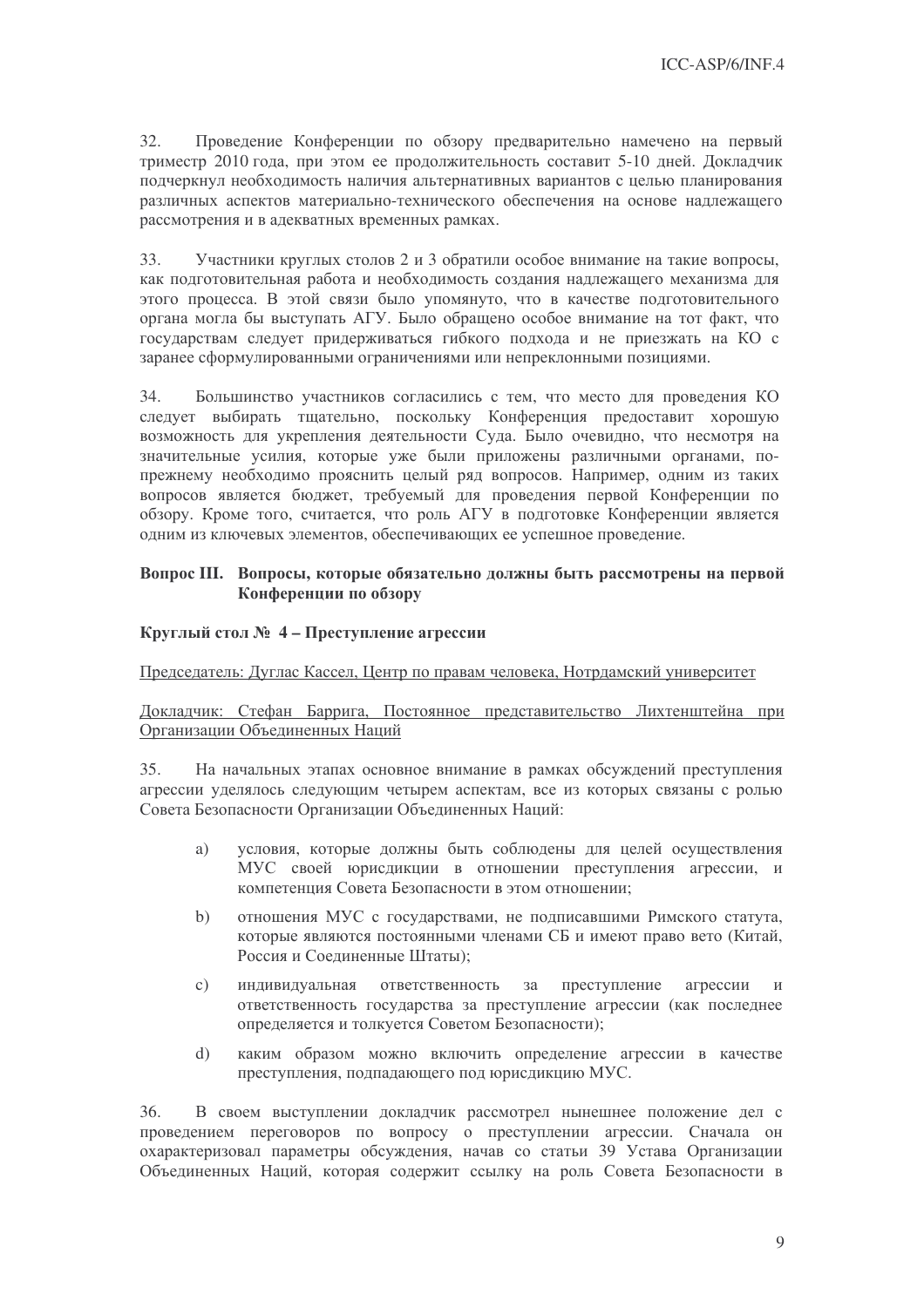32. Проведение Конференции по обзору предварительно намечено на первый триместр 2010 года, при этом ее продолжительность составит 5-10 дней. Докладчик подчеркнул необходимость наличия альтернативных вариантов с целью планирования различных аспектов материально-технического обеспечения на основе надлежащего рассмотрения и в адекватных временных рамках.

33. Участники круглых столов 2 и 3 обратили особое внимание на такие вопросы, как подготовительная работа и необходимость создания надлежащего механизма для этого процесса. В этой связи было упомянуто, что в качестве подготовительного органа могла бы выступать АГУ. Было обращено особое внимание на тот факт, что государствам следует придерживаться гибкого подхода и не приезжать на КО с заранее сформулированными ограничениями или непреклонными позициями.

34. Большинство участников согласились с тем, что место для проведения КО следует выбирать тщательно, поскольку Конференция предоставит хорошую возможность для укрепления деятельности Суда. Было очевидно, что несмотря на значительные усилия, которые уже были приложены различными органами, по-прежнему необходимо прояснить целый ряд вопросов. Например, одним из таких вопросов является бюджет, требуемый для проведения первой Конференции по обзору. Кроме того, считается, что роль АГУ в подготовке Конференции является одним из ключевых элементов, обеспечивающих ее успешное проведение.

## Вопрос III. Вопросы, которые обязательно должны быть рассмотрены на первой Конференции по обзору

### Круглый стол № 4 – Преступление агрессии

Председатель: Дуглас Кассел, Центр по правам человека, Нотрдамский университет

Докладчик: Стефан Баррига, Постоянное представительство Лихтенштейна при Организации Объединенных Наций

35. На начальных этапах основное внимание в рамках обсуждений преступления агрессии уделялось следующим четырем аспектам, все из которых связаны с ролью Совета Безопасности Организации Объединенных Наций:

a) условия, которые должны быть соблюдены для целей осуществления МУС своей юрисдикции в отношении преступления агрессии, и компетенция Совета Безопасности в этом отношении;

b) отношения МУС с государствами, не подписавшими Римского статута, которые являются постоянными членами СБ и имеют право вето (Китай, Россия и Соединенные Штаты);

c) индивидуальная ответственность за преступление агрессии и ответственность государства за преступление агрессии (как последнее определяется и толкуется Советом Безопасности);

d) каким образом можно включить определение агрессии в качестве преступления, подпадающего под юрисдикцию МУС.

36. В своем выступлении докладчик рассмотрел нынешнее положение дел с проведением переговоров по вопросу о преступлении агрессии. Сначала он охарактеризовал параметры обсуждения, начав со статьи 39 Устава Организации Объединенных Наций, которая содержит ссылку на роль Совета Безопасности в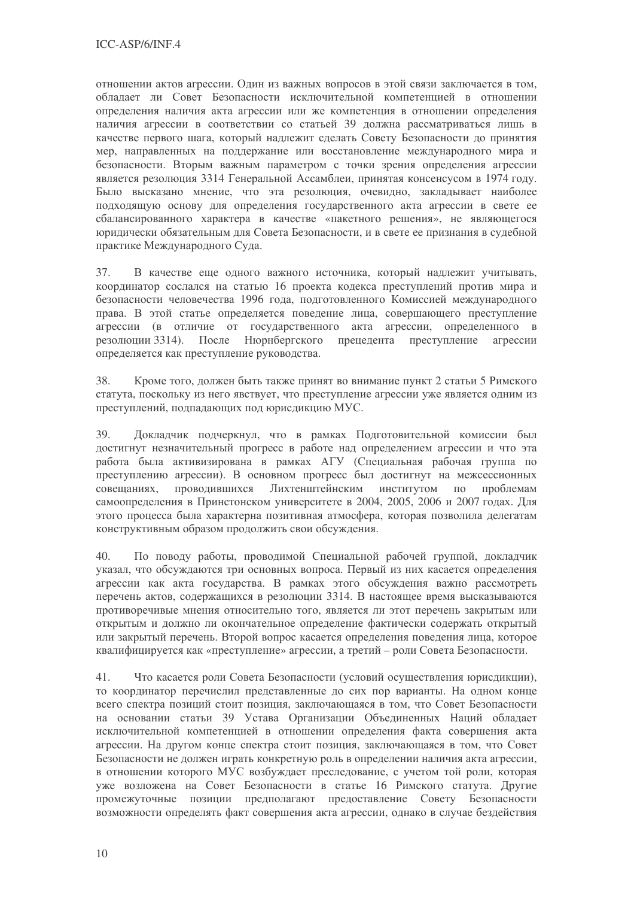отношении актов агрессии. Один из важных вопросов в этой связи заключается в том, обладает ли Совет Безопасности исключительной компетенцией в отношении определения наличия акта агрессии или же компетенция в отношении определения наличия агрессии в соответствии со статьей 39 должна рассматриваться лишь в качестве первого шага, который надлежит сделать Совету Безопасности до принятия мер, направленных на поддержание или восстановление международного мира и безопасности. Вторым важным параметром с точки зрения определения агрессии является резолюция 3314 Генеральной Ассамблеи, принятая консенсусом в 1974 году. Было высказано мнение, что эта резолюция, очевидно, закладывает наиболее подходящую основу для определения государственного акта агрессии в свете ее сбалансированного характера в качестве «пакетного решения», не являющегося юридически обязательным для Совета Безопасности, и в свете ее признания в судебной практике Международного Суда.

37. В качестве еще одного важного источника, который надлежит учитывать, координатор сослался на статью 16 проекта кодекса преступлений против мира и безопасности человечества 1996 года, подготовленного Комиссией международного права. В этой статье определяется поведение лица, совершающего преступление агрессии (в отличие от государственного акта агрессии, определенного в резолюции 3314). После Нюрнбергского прецедента преступление агрессии определяется как преступление руководства.

38. Кроме того, должен быть также принят во внимание пункт 2 статьи 5 Римского статута, поскольку из него явствует, что преступление агрессии уже является одним из преступлений, подпадающих под юрисдикцию МУС.

39. Докладчик подчеркнул, что в рамках Подготовительной комиссии был достигнут незначительный прогресс в работе над определением агрессии и что эта работа была активизирована в рамках АГУ (Специальная рабочая группа по преступлению агрессии). В основном прогресс был достигнут на межсессионных совещаниях, проводившихся Лихтенштейнским институтом по проблемам самоопределения в Принстонском университете в 2004, 2005, 2006 и 2007 годах. Для этого процесса была характерна позитивная атмосфера, которая позволила делегатам конструктивным образом продолжить свои обсуждения.

40. По поводу работы, проводимой Специальной рабочей группой, докладчик указал, что обсуждаются три основных вопроса. Первый из них касается определения агрессии как акта государства. В рамках этого обсуждения важно рассмотреть перечень актов, содержащихся в резолюции 3314. В настоящее время высказываются противоречивые мнения относительно того, является ли этот перечень закрытым или открытым и должно ли окончательное определение фактически содержать открытый или закрытый перечень. Второй вопрос касается определения поведения лица, которое квалифицируется как «преступление» агрессии, а третий – роли Совета Безопасности.

41. Что касается роли Совета Безопасности (условий осуществления юрисдикции), то координатор перечислил представленные до сих пор варианты. На одном конце всего спектра позиций стоит позиция, заключающаяся в том, что Совет Безопасности на основании статьи 39 Устава Организации Объединенных Наций обладает исключительной компетенцией в отношении определения факта совершения акта агрессии. На другом конце спектра стоит позиция, заключающаяся в том, что Совет Безопасности не должен играть конкретную роль в определении наличия акта агрессии, в отношении которого МУС возбуждает преследование, с учетом той роли, которая уже возложена на Совет Безопасности в статье 16 Римского статута. Другие промежуточные позиции предполагают предоставление Совету Безопасности возможности определять факт совершения акта агрессии, однако в случае бездействия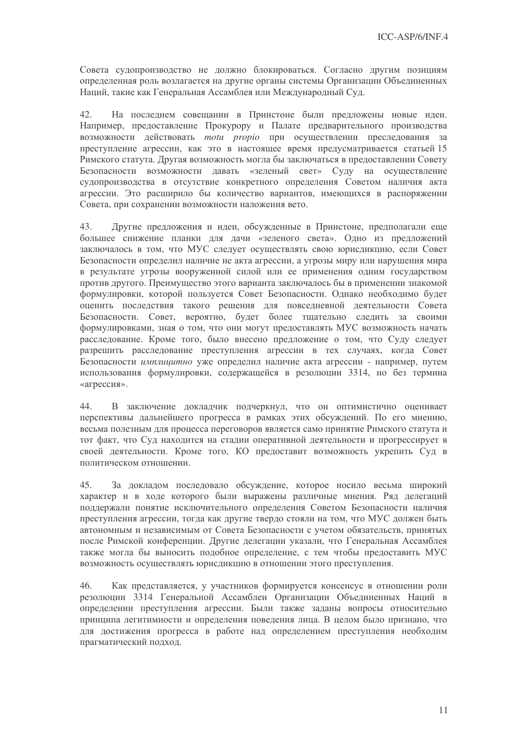Совета судопроизводство не должно блокироваться. Согласно другим позициям определенная роль возлагается на другие органы системы Организации Объединенных Наций, такие как Генеральная Ассамблея или Международный Суд.

42. На последнем совещании в Принстоне были предложены новые идеи. Например, предоставление Прокурору и Палате предварительного производства возможности действовать *motu propio* при осуществлении преследования за преступление агрессии, как это в настоящее время предусматривается статьей 15 Римского статута. Другая возможность могла бы заключаться в предоставлении Совету Безопасности возможности давать «зеленый свет» Суду на осуществление судопроизводства в отсутствие конкретного определения Советом наличия акта агрессии. Это расширило бы количество вариантов, имеющихся в распоряжении Совета, при сохранении возможности наложения вето.

43. Другие предложения и идеи, обсужденные в Принстоне, предполагали еще большее снижение планки для дачи «зеленого света». Одно из предложений заключалось в том, что МУС следует осуществлять свою юрисдикцию, если Совет Безопасности определил наличие не акта агрессии, а угрозы миру или нарушения мира в результате угрозы вооруженной силой или ее применения одним государством против другого. Преимущество этого варианта заключалось бы в применении знакомой формулировки, которой пользуется Совет Безопасности. Однако необходимо будет оценить последствия такого решения для повседневной деятельности Совета Безопасности. Совет, вероятно, будет более тщательно следить за своими формулировками, зная о том, что они могут предоставлять МУС возможность начать расследование. Кроме того, было внесено предложение о том, что Суду следует разрешить расследование преступления агрессии в тех случаях, когда Совет Безопасности *имплицитно* уже определил наличие акта агрессии - например, путем использования формулировки, содержащейся в резолюции 3314, но без термина «агрессия».

44. В заключение докладчик подчеркнул, что он оптимистично оценивает перспективы дальнейшего прогресса в рамках этих обсуждений. По его мнению, весьма полезным для процесса переговоров является само принятие Римского статута и тот факт, что Суд находится на стадии оперативной деятельности и прогрессирует в своей деятельности. Кроме того, КО предоставит возможность укрепить Суд в политическом отношении.

45. За докладом последовало обсуждение, которое носило весьма широкий характер и в ходе которого были выражены различные мнения. Ряд делегаций поддержали понятие исключительного определения Советом Безопасности наличия преступления агрессии, тогда как другие твердо стояли на том, что МУС должен быть автономным и независимым от Совета Безопасности с учетом обязательств, принятых после Римской конференции. Другие делегации указали, что Генеральная Ассамблея также могла бы выносить подобное определение, с тем чтобы предоставить МУС возможность осуществлять юрисдикцию в отношении этого преступления.

46. Как представляется, у участников формируется консенсус в отношении роли резолюции 3314 Генеральной Ассамблеи Организации Объединенных Наций в определении преступления агрессии. Были также заданы вопросы относительно принципа легитимности и определения поведения лица. В целом было признано, что для достижения прогресса в работе над определением преступления необходим прагматический подход.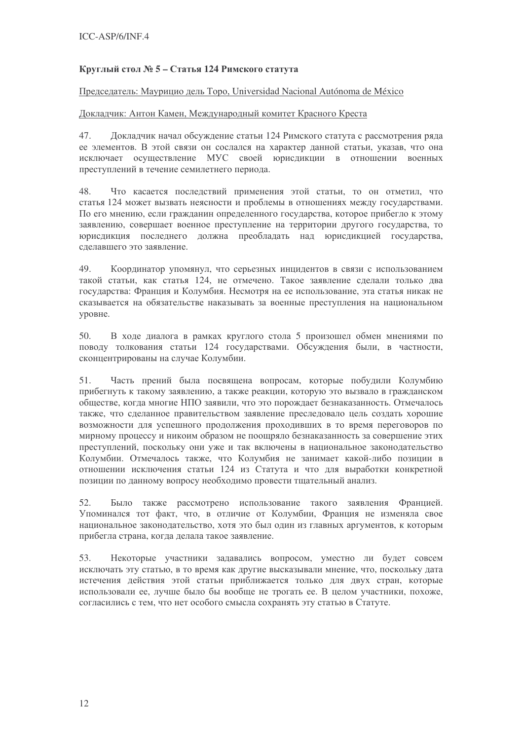### Круглый стол № 5 – Статья 124 Римского статута

Председатель: Маурицио дель Торо, Universidad Nacional Autónoma de México

Докладчик: Антон Камен, Международный комитет Красного Креста

47. Докладчик начал обсуждение статьи 124 Римского статута с рассмотрения ряда ее элементов. В этой связи он сослался на характер данной статьи, указав, что она исключает осуществление МУС своей юрисдикции в отношении военных преступлений в течение семилетнего периода.

48. Что касается последствий применения этой статьи, то он отметил, что статья 124 может вызвать неясности и проблемы в отношениях между государствами. По его мнению, если гражданин определенного государства, которое прибегло к этому заявлению, совершает военное преступление на территории другого государства, то юрисдикция последнего должна преобладать над юрисдикцией государства, сделавшего это заявление.

49. Координатор упомянул, что серьезных инцидентов в связи с использованием такой статьи, как статья 124, не отмечено. Такое заявление сделали только два государства: Франция и Колумбия. Несмотря на ее использование, эта статья никак не сказывается на обязательстве наказывать за военные преступления на национальном уровне.

50. В ходе диалога в рамках круглого стола 5 произошел обмен мнениями по поводу толкования статьи 124 государствами. Обсуждения были, в частности, сконцентрированы на случае Колумбии.

51. Часть прений была посвящена вопросам, которые побудили Колумбию прибегнуть к такому заявлению, а также реакции, которую это вызвало в гражданском обществе, когда многие НПО заявили, что это порождает безнаказанность. Отмечалось также, что сделанное правительством заявление преследовало цель создать хорошие возможности для успешного продолжения проходивших в то время переговоров по мирному процессу и никоим образом не поощряло безнаказанность за совершение этих преступлений, поскольку они уже и так включены в национальное законодательство Колумбии. Отмечалось также, что Колумбия не занимает какой-либо позиции в отношении исключения статьи 124 из Статута и что для выработки конкретной позиции по данному вопросу необходимо провести тщательный анализ.

52. Было также рассмотрено использование такого заявления Францией. Упоминался тот факт, что, в отличие от Колумбии, Франция не изменяла свое национальное законодательство, хотя это был один из главных аргументов, к которым прибегла страна, когда делала такое заявление.

53. Некоторые участники задавались вопросом, уместно ли будет совсем исключать эту статью, в то время как другие высказывали мнение, что, поскольку дата истечения действия этой статьи приближается только для двух стран, которые использовали ее, лучше было бы вообще не трогать ее. В целом участники, похоже, согласились с тем, что нет особого смысла сохранять эту статью в Статуте.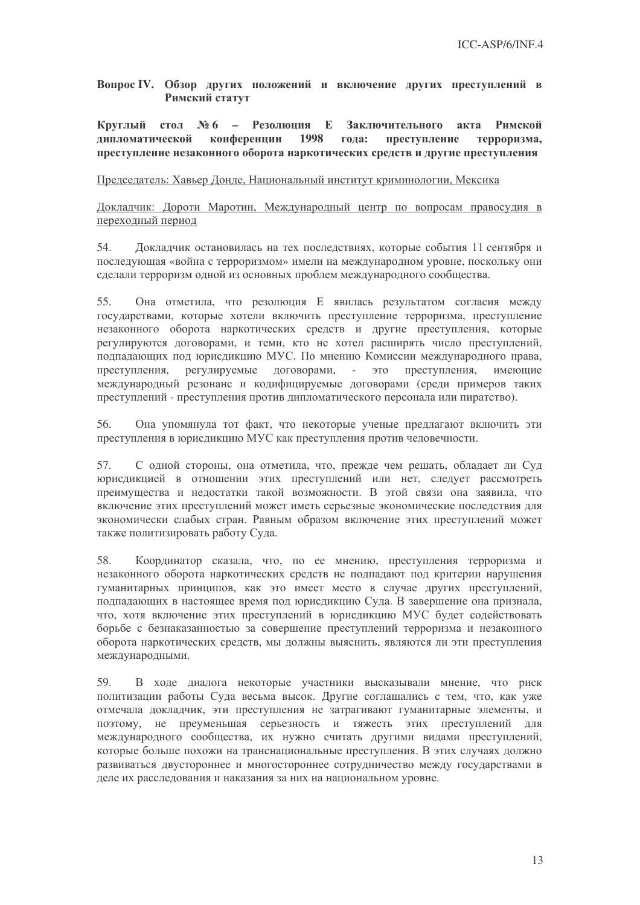**Вопрос IV. Обзор других положений и включение других преступлений в Римский статут**

**Круглый стол № 6 – Резолюция E Заключительного акта Римской дипломатической конференции 1998 года: преступление терроризма, преступление незаконного оборота наркотических средств и другие преступления**

Председатель: Хавьер Донде, Национальный институт криминологии, Мексика

Докладчик: Дороти Маротин, Международный центр по вопросам правосудия в переходный период

54. Докладчик остановилась на тех последствиях, которые события 11 сентября и последующая «война с терроризмом» имели на международном уровне, поскольку они сделали терроризм одной из основных проблем международного сообщества.

55. Она отметила, что резолюция E явилась результатом согласия между государствами, которые хотели включить преступление терроризма, преступление незаконного оборота наркотических средств и другие преступления, которые регулируются договорами, и теми, кто не хотел расширять число преступлений, подпадающих под юрисдикцию МУС. По мнению Комиссии международного права, преступления, регулируемые договорами, - это преступления, имеющие международный резонанс и кодифицируемые договорами (среди примеров таких преступлений - преступления против дипломатического персонала или пиратство).

56. Она упомянула тот факт, что некоторые ученые предлагают включить эти преступления в юрисдикцию МУС как преступления против человечности.

57. С одной стороны, она отметила, что, прежде чем решать, обладает ли Суд юрисдикцией в отношении этих преступлений или нет, следует рассмотреть преимущества и недостатки такой возможности. В этой связи она заявила, что включение этих преступлений может иметь серьезные экономические последствия для экономически слабых стран. Равным образом включение этих преступлений может также политизировать работу Суда.

58. Координатор сказала, что, по ее мнению, преступления терроризма и незаконного оборота наркотических средств не подпадают под критерии нарушения гуманитарных принципов, как это имеет место в случае других преступлений, подпадающих в настоящее время под юрисдикцию Суда. В завершение она признала, что, хотя включение этих преступлений в юрисдикцию МУС будет содействовать борьбе с безнаказанностью за совершение преступлений терроризма и незаконного оборота наркотических средств, мы должны выяснить, являются ли эти преступления международными.

59. В ходе диалога некоторые участники высказывали мнение, что риск политизации работы Суда весьма высок. Другие соглашались с тем, что, как уже отмечала докладчик, эти преступления не затрагивают гуманитарные элементы, и поэтому, не преуменьшая серьезность и тяжесть этих преступлений для международного сообщества, их нужно считать другими видами преступлений, которые больше похожи на транснациональные преступления. В этих случаях должно развиваться двустороннее и многостороннее сотрудничество между государствами в деле их расследования и наказания за них на национальном уровне.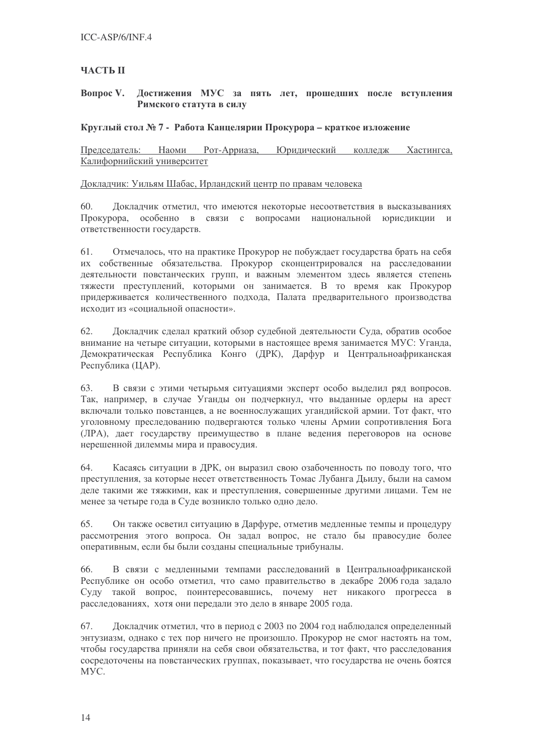## ЧАСТЬ II

### Вопрос V. Достижения МУС за пять лет, прошедших после вступления Римского статута в силу

#### Круглый стол № 7 - Работа Канцелярии Прокурора – краткое изложение

Председатель: Наоми Рот-Арриаза, Юридический колледж Хастингса, Калифорнийский университет

Докладчик: Уильям Шабас, Ирландский центр по правам человека

60. Докладчик отметил, что имеются некоторые несоответствия в высказываниях Прокурора, особенно в связи с вопросами национальной юрисдикции и ответственности государств.

61. Отмечалось, что на практике Прокурор не побуждает государства брать на себя их собственные обязательства. Прокурор сконцентрировался на расследовании деятельности повстанческих групп, и важным элементом здесь является степень тяжести преступлений, которыми он занимается. В то время как Прокурор придерживается количественного подхода, Палата предварительного производства исходит из «социальной опасности».

62. Докладчик сделал краткий обзор судебной деятельности Суда, обратив особое внимание на четыре ситуации, которыми в настоящее время занимается МУС: Уганда, Демократическая Республика Конго (ДРК), Дарфур и Центральноафриканская Республика (ЦАР).

63. В связи с этими четырьмя ситуациями эксперт особо выделил ряд вопросов. Так, например, в случае Уганды он подчеркнул, что выданные ордеры на арест включали только повстанцев, а не военнослужащих угандийской армии. Тот факт, что уголовному преследованию подвергаются только члены Армии сопротивления Бога (ЛРА), дает государству преимущество в плане ведения переговоров на основе нерешенной дилеммы мира и правосудия.

64. Касаясь ситуации в ДРК, он выразил свою озабоченность по поводу того, что преступления, за которые несет ответственность Томас Лубанга Дьилу, были на самом деле такими же тяжкими, как и преступления, совершенные другими лицами. Тем не менее за четыре года в Суде возникло только одно дело.

65. Он также осветил ситуацию в Дарфуре, отметив медленные темпы и процедуру рассмотрения этого вопроса. Он задал вопрос, не стало бы правосудие более оперативным, если бы были созданы специальные трибуналы.

66. В связи с медленными темпами расследований в Центральноафриканской Республике он особо отметил, что само правительство в декабре 2006 года задало Суду такой вопрос, поинтересовавшись, почему нет никакого прогресса в расследованиях, хотя они передали это дело в январе 2005 года.

67. Докладчик отметил, что в период с 2003 по 2004 год наблюдался определенный энтузиазм, однако с тех пор ничего не произошло. Прокурор не смог настоять на том, чтобы государства приняли на себя свои обязательства, и тот факт, что расследования сосредоточены на повстанческих группах, показывает, что государства не очень боятся МУС.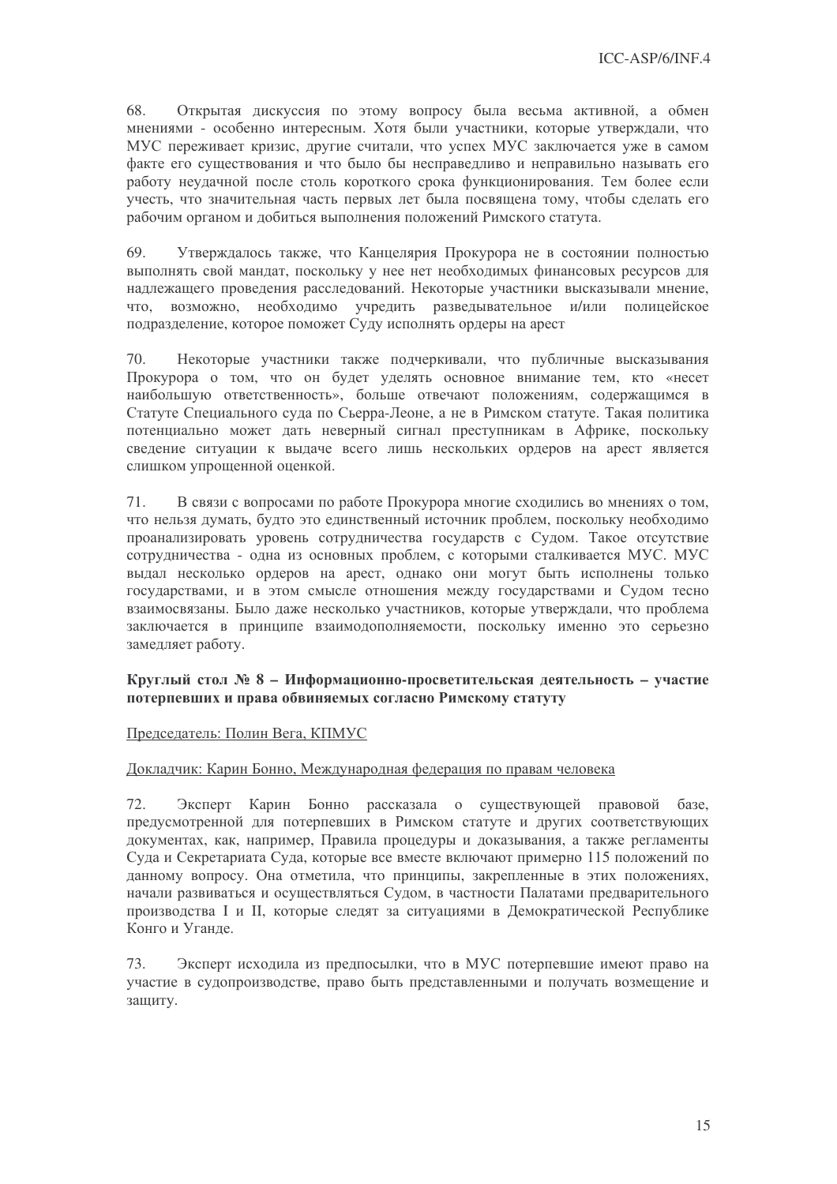68. Открытая дискуссия по этому вопросу была весьма активной, а обмен мнениями - особенно интересным. Хотя были участники, которые утверждали, что МУС переживает кризис, другие считали, что успех МУС заключается уже в самом факте его существования и что было бы несправедливо и неправильно называть его работу неудачной после столь короткого срока функционирования. Тем более если учесть, что значительная часть первых лет была посвящена тому, чтобы сделать его рабочим органом и добиться выполнения положений Римского статута.

69. Утверждалось также, что Канцелярия Прокурора не в состоянии полностью выполнять свой мандат, поскольку у нее нет необходимых финансовых ресурсов для надлежащего проведения расследований. Некоторые участники высказывали мнение, что, возможно, необходимо учредить разведывательное и/или полицейское подразделение, которое поможет Суду исполнять ордеры на арест

70. Некоторые участники также подчеркивали, что публичные высказывания Прокурора о том, что он будет уделять основное внимание тем, кто «несет наибольшую ответственность», больше отвечают положениям, содержащимся в Статуте Специального суда по Сьерра-Леоне, а не в Римском статуте. Такая политика потенциально может дать неверный сигнал преступникам в Африке, поскольку сведение ситуации к выдаче всего лишь нескольких ордеров на арест является слишком упрощенной оценкой.

71. В связи с вопросами по работе Прокурора многие сходились во мнениях о том, что нельзя думать, будто это единственный источник проблем, поскольку необходимо проанализировать уровень сотрудничества государств с Судом. Такое отсутствие сотрудничества - одна из основных проблем, с которыми сталкивается МУС. МУС выдал несколько ордеров на арест, однако они могут быть исполнены только государствами, и в этом смысле отношения между государствами и Судом тесно взаимосвязаны. Было даже несколько участников, которые утверждали, что проблема заключается в принципе взаимодополняемости, поскольку именно это серьезно замедляет работу.

**Круглый стол № 8 – Информационно-просветительская деятельность – участие потерпевших и права обвиняемых согласно Римскому статуту**

Председатель: Полин Вега, КПМУС

Докладчик: Карин Бонно, Международная федерация по правам человека

72. Эксперт Карин Бонно рассказала о существующей правовой базе, предусмотренной для потерпевших в Римском статуте и других соответствующих документах, как, например, Правила процедуры и доказывания, а также регламенты Суда и Секретариата Суда, которые все вместе включают примерно 115 положений по данному вопросу. Она отметила, что принципы, закрепленные в этих положениях, начали развиваться и осуществляться Судом, в частности Палатами предварительного производства I и II, которые следят за ситуациями в Демократической Республике Конго и Уганде.

73. Эксперт исходила из предпосылки, что в МУС потерпевшие имеют право на участие в судопроизводстве, право быть представленными и получать возмещение и защиту.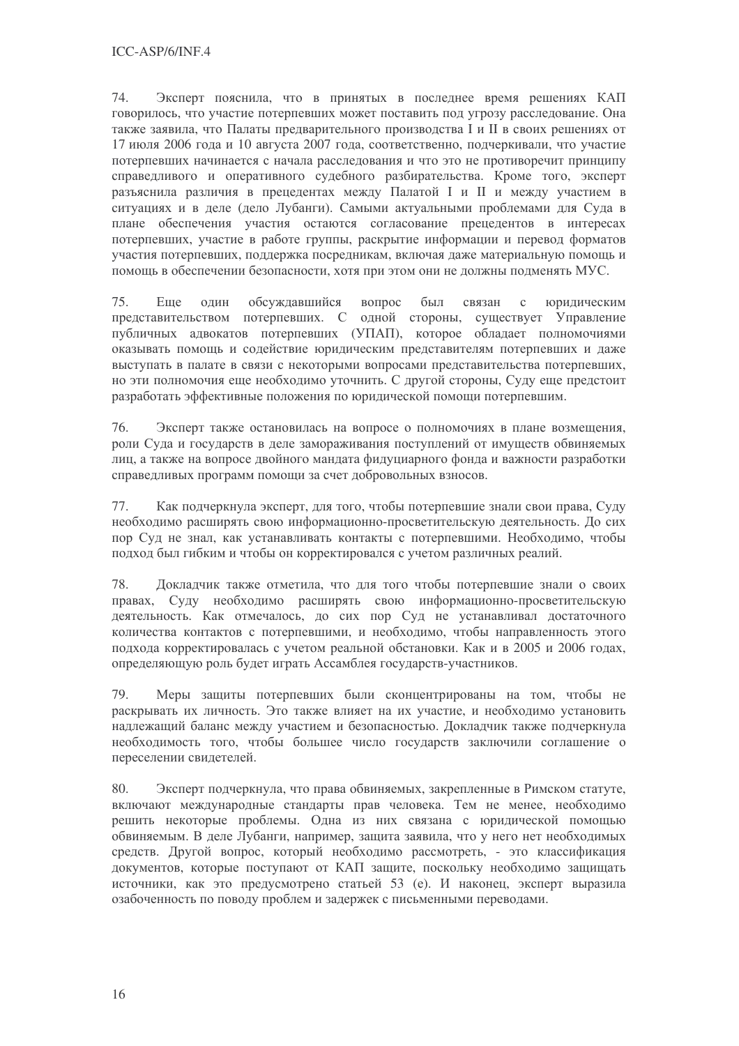74. Эксперт пояснила, что в принятых в последнее время решениях КАП говорилось, что участие потерпевших может поставить под угрозу расследование. Она также заявила, что Палаты предварительного производства I и II в своих решениях от 17 июля 2006 года и 10 августа 2007 года, соответственно, подчеркивали, что участие потерпевших начинается с начала расследования и что это не противоречит принципу справедливого и оперативного судебного разбирательства. Кроме того, эксперт разъяснила различия в прецедентах между Палатой I и II и между участием в ситуациях и в деле (дело Лубанги). Самыми актуальными проблемами для Суда в плане обеспечения участия остаются согласование прецедентов в интересах потерпевших, участие в работе группы, раскрытие информации и перевод форматов участия потерпевших, поддержка посредникам, включая даже материальную помощь и помощь в обеспечении безопасности, хотя при этом они не должны подменять МУС.

75. Еще один обсуждавшийся вопрос был связан с юридическим представительством потерпевших. С одной стороны, существует Управление публичных адвокатов потерпевших (УПАП), которое обладает полномочиями оказывать помощь и содействие юридическим представителям потерпевших и даже выступать в палате в связи с некоторыми вопросами представительства потерпевших, но эти полномочия еще необходимо уточнить. С другой стороны, Суду еще предстоит разработать эффективные положения по юридической помощи потерпевшим.

76. Эксперт также остановилась на вопросе о полномочиях в плане возмещения, роли Суда и государств в деле замораживания поступлений от имуществ обвиняемых лиц, а также на вопросе двойного мандата фидуциарного фонда и важности разработки справедливых программ помощи за счет добровольных взносов.

77. Как подчеркнула эксперт, для того, чтобы потерпевшие знали свои права, Суду необходимо расширять свою информационно-просветительскую деятельность. До сих пор Суд не знал, как устанавливать контакты с потерпевшими. Необходимо, чтобы подход был гибким и чтобы он корректировался с учетом различных реалий.

78. Докладчик также отметила, что для того чтобы потерпевшие знали о своих правах, Суду необходимо расширять свою информационно-просветительскую деятельность. Как отмечалось, до сих пор Суд не устанавливал достаточного количества контактов с потерпевшими, и необходимо, чтобы направленность этого подхода корректировалась с учетом реальной обстановки. Как и в 2005 и 2006 годах, определяющую роль будет играть Ассамблея государств-участников.

79. Меры защиты потерпевших были сконцентрированы на том, чтобы не раскрывать их личность. Это также влияет на их участие, и необходимо установить надлежащий баланс между участием и безопасностью. Докладчик также подчеркнула необходимость того, чтобы большее число государств заключили соглашение о переселении свидетелей.

80. Эксперт подчеркнула, что права обвиняемых, закрепленные в Римском статуте, включают международные стандарты прав человека. Тем не менее, необходимо решить некоторые проблемы. Одна из них связана с юридической помощью обвиняемым. В деле Лубанги, например, защита заявила, что у него нет необходимых средств. Другой вопрос, который необходимо рассмотреть, - это классификация документов, которые поступают от КАП защите, поскольку необходимо защищать источники, как это предусмотрено статьей 53 (е). И наконец, эксперт выразила озабоченность по поводу проблем и задержек с письменными переводами.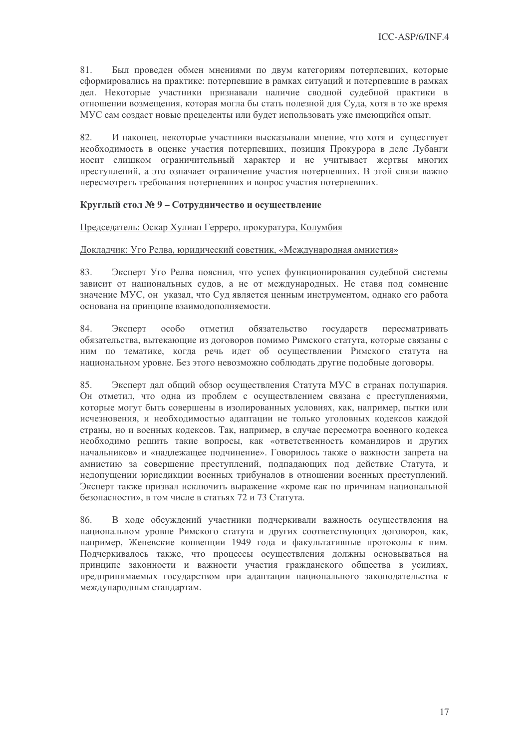81. Был проведен обмен мнениями по двум категориям потерпевших, которые сформировались на практике: потерпевшие в рамках ситуаций и потерпевшие в рамках дел. Некоторые участники признавали наличие сводной судебной практики в отношении возмещения, которая могла бы стать полезной для Суда, хотя в то же время МУС сам создаст новые прецеденты или будет использовать уже имеющийся опыт.

82. И наконец, некоторые участники высказывали мнение, что хотя и существует необходимость в оценке участия потерпевших, позиция Прокурора в деле Лубанги носит слишком ограничительный характер и не учитывает жертвы многих преступлений, а это означает ограничение участия потерпевших. В этой связи важно пересмотреть требования потерпевших и вопрос участия потерпевших.

**Круглый стол № 9 – Сотрудничество и осуществление**

Председатель: Оскар Хулиан Герреро, прокуратура, Колумбия

Докладчик: Уго Релва, юридический советник, «Международная амнистия»

83. Эксперт Уго Релва пояснил, что успех функционирования судебной системы зависит от национальных судов, а не от международных. Не ставя под сомнение значение МУС, он указал, что Суд является ценным инструментом, однако его работа основана на принципе взаимодополняемости.

84. Эксперт особо отметил обязательство государств пересматривать обязательства, вытекающие из договоров помимо Римского статута, которые связаны с ним по тематике, когда речь идет об осуществлении Римского статута на национальном уровне. Без этого невозможно соблюдать другие подобные договоры.

85. Эксперт дал общий обзор осуществления Статута МУС в странах полушария. Он отметил, что одна из проблем с осуществлением связана с преступлениями, которые могут быть совершены в изолированных условиях, как, например, пытки или исчезновения, и необходимостью адаптации не только уголовных кодексов каждой страны, но и военных кодексов. Так, например, в случае пересмотра военного кодекса необходимо решить такие вопросы, как «ответственность командиров и других начальников» и «надлежащее подчинение». Говорилось также о важности запрета на амнистию за совершение преступлений, подпадающих под действие Статута, и недопущении юрисдикции военных трибуналов в отношении военных преступлений. Эксперт также призвал исключить выражение «кроме как по причинам национальной безопасности», в том числе в статьях 72 и 73 Статута.

86. В ходе обсуждений участники подчеркивали важность осуществления на национальном уровне Римского статута и других соответствующих договоров, как, например, Женевские конвенции 1949 года и факультативные протоколы к ним. Подчеркивалось также, что процессы осуществления должны основываться на принципе законности и важности участия гражданского общества в усилиях, предпринимаемых государством при адаптации национального законодательства к международным стандартам.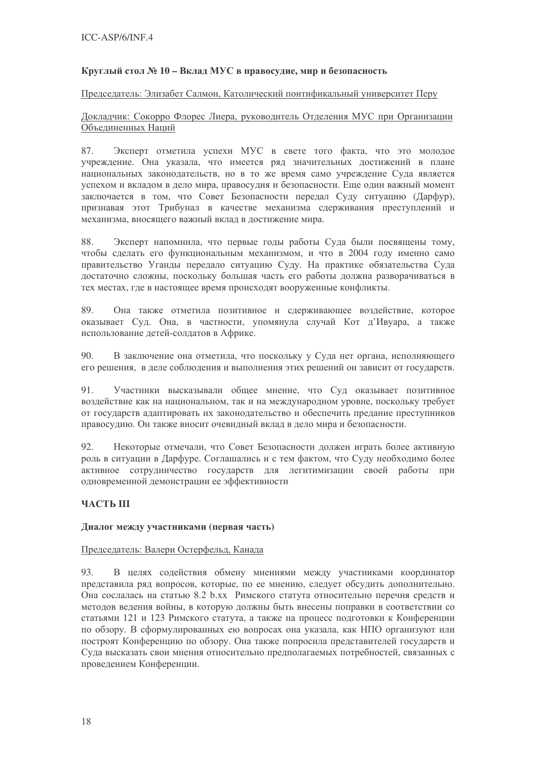**Круглый стол № 10 – Вклад МУС в правосудие, мир и безопасность**

Председатель: Элизабет Салмон, Католический понтификальный университет Перу

Докладчик: Сокорро Флорес Лиера, руководитель Отделения МУС при Организации Объединенных Наций

87. Эксперт отметила успехи МУС в свете того факта, что это молодое учреждение. Она указала, что имеется ряд значительных достижений в плане национальных законодательств, но в то же время само учреждение Суда является успехом и вкладом в дело мира, правосудия и безопасности. Еще один важный момент заключается в том, что Совет Безопасности передал Суду ситуацию (Дарфур), признавая этот Трибунал в качестве механизма сдерживания преступлений и механизма, вносящего важный вклад в достижение мира.

88. Эксперт напомнила, что первые годы работы Суда были посвящены тому, чтобы сделать его функциональным механизмом, и что в 2004 году именно само правительство Уганды передало ситуацию Суду. На практике обязательства Суда достаточно сложны, поскольку большая часть его работы должна разворачиваться в тех местах, где в настоящее время происходят вооруженные конфликты.

89. Она также отметила позитивное и сдерживающее воздействие, которое оказывает Суд. Она, в частности, упомянула случай Кот д'Ивуара, а также использование детей-солдатов в Африке.

90. В заключение она отметила, что поскольку у Суда нет органа, исполняющего его решения, в деле соблюдения и выполнения этих решений он зависит от государств.

91. Участники высказывали общее мнение, что Суд оказывает позитивное воздействие как на национальном, так и на международном уровне, поскольку требует от государств адаптировать их законодательство и обеспечить предание преступников правосудию. Он также вносит очевидный вклад в дело мира и безопасности.

92. Некоторые отмечали, что Совет Безопасности должен играть более активную роль в ситуации в Дарфуре. Соглашались и с тем фактом, что Суду необходимо более активное сотрудничество государств для легитимизации своей работы при одновременной демонстрации ее эффективности

## ЧАСТЬ III

**Диалог между участниками (первая часть)**

Председатель: Валери Остерфельд, Канада

93. В целях содействия обмену мнениями между участниками координатор представила ряд вопросов, которые, по ее мнению, следует обсудить дополнительно. Она сослалась на статью 8.2 b.xx Римского статута относительно перечня средств и методов ведения войны, в которую должны быть внесены поправки в соответствии со статьями 121 и 123 Римского статута, а также на процесс подготовки к Конференции по обзору. В сформулированных ею вопросах она указала, как НПО организуют или построят Конференцию по обзору. Она также попросила представителей государств и Суда высказать свои мнения относительно предполагаемых потребностей, связанных с проведением Конференции.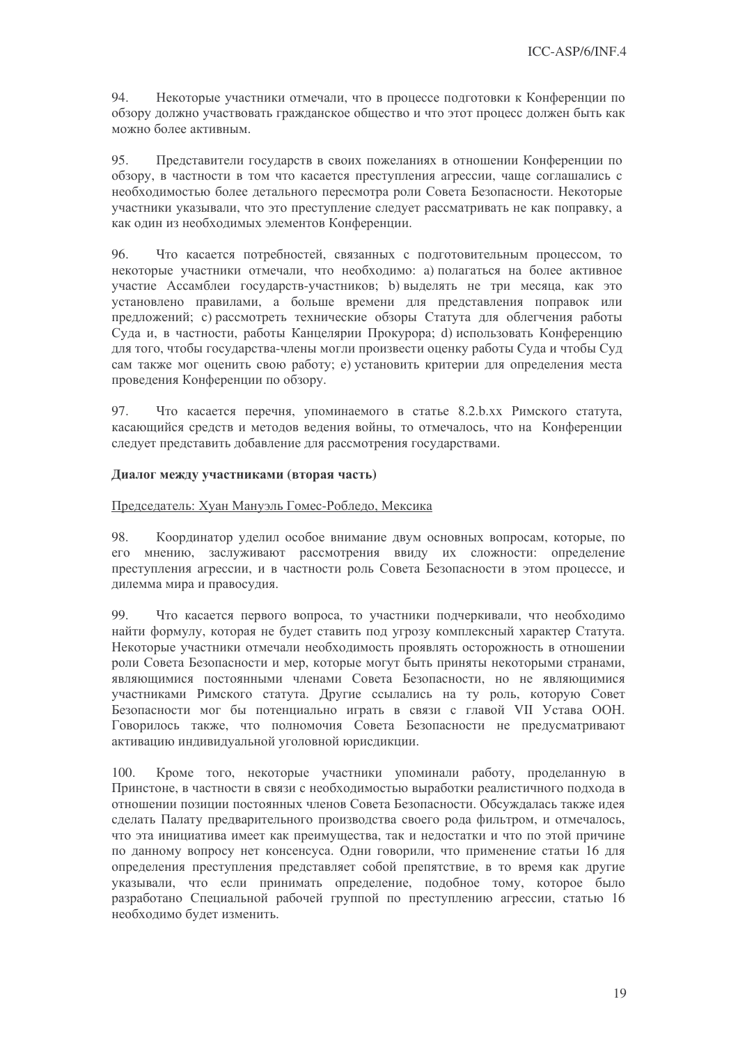94. Некоторые участники отмечали, что в процессе подготовки к Конференции по обзору должно участвовать гражданское общество и что этот процесс должен быть как можно более активным.

95. Представители государств в своих пожеланиях в отношении Конференции по обзору, в частности в том что касается преступления агрессии, чаще соглашались с необходимостью более детального пересмотра роли Совета Безопасности. Некоторые участники указывали, что это преступление следует рассматривать не как поправку, а как один из необходимых элементов Конференции.

96. Что касается потребностей, связанных с подготовительным процессом, то некоторые участники отмечали, что необходимо: a) полагаться на более активное участие Ассамблеи государств-участников; b) выделять не три месяца, как это установлено правилами, а больше времени для представления поправок или предложений; c) рассмотреть технические обзоры Статута для облегчения работы Суда и, в частности, работы Канцелярии Прокурора; d) использовать Конференцию для того, чтобы государства-члены могли произвести оценку работы Суда и чтобы Суд сам также мог оценить свою работу; e) установить критерии для определения места проведения Конференции по обзору.

97. Что касается перечня, упоминаемого в статье 8.2.b.xx Римского статута, касающийся средств и методов ведения войны, то отмечалось, что на Конференции следует представить добавление для рассмотрения государствами.

**Диалог между участниками (вторая часть)**

Председатель: Хуан Мануэль Гомес-Робледо, Мексика

98. Координатор уделил особое внимание двум основных вопросам, которые, по его мнению, заслуживают рассмотрения ввиду их сложности: определение преступления агрессии, и в частности роль Совета Безопасности в этом процессе, и дилемма мира и правосудия.

99. Что касается первого вопроса, то участники подчеркивали, что необходимо найти формулу, которая не будет ставить под угрозу комплексный характер Статута. Некоторые участники отмечали необходимость проявлять осторожность в отношении роли Совета Безопасности и мер, которые могут быть приняты некоторыми странами, являющимися постоянными членами Совета Безопасности, но не являющимися участниками Римского статута. Другие ссылались на ту роль, которую Совет Безопасности мог бы потенциально играть в связи с главой VII Устава ООН. Говорилось также, что полномочия Совета Безопасности не предусматривают активацию индивидуальной уголовной юрисдикции.

100. Кроме того, некоторые участники упоминали работу, проделанную в Принстоне, в частности в связи с необходимостью выработки реалистичного подхода в отношении позиции постоянных членов Совета Безопасности. Обсуждалась также идея сделать Палату предварительного производства своего рода фильтром, и отмечалось, что эта инициатива имеет как преимущества, так и недостатки и что по этой причине по данному вопросу нет консенсуса. Одни говорили, что применение статьи 16 для определения преступления представляет собой препятствие, в то время как другие указывали, что если принимать определение, подобное тому, которое было разработано Специальной рабочей группой по преступлению агрессии, статью 16 необходимо будет изменить.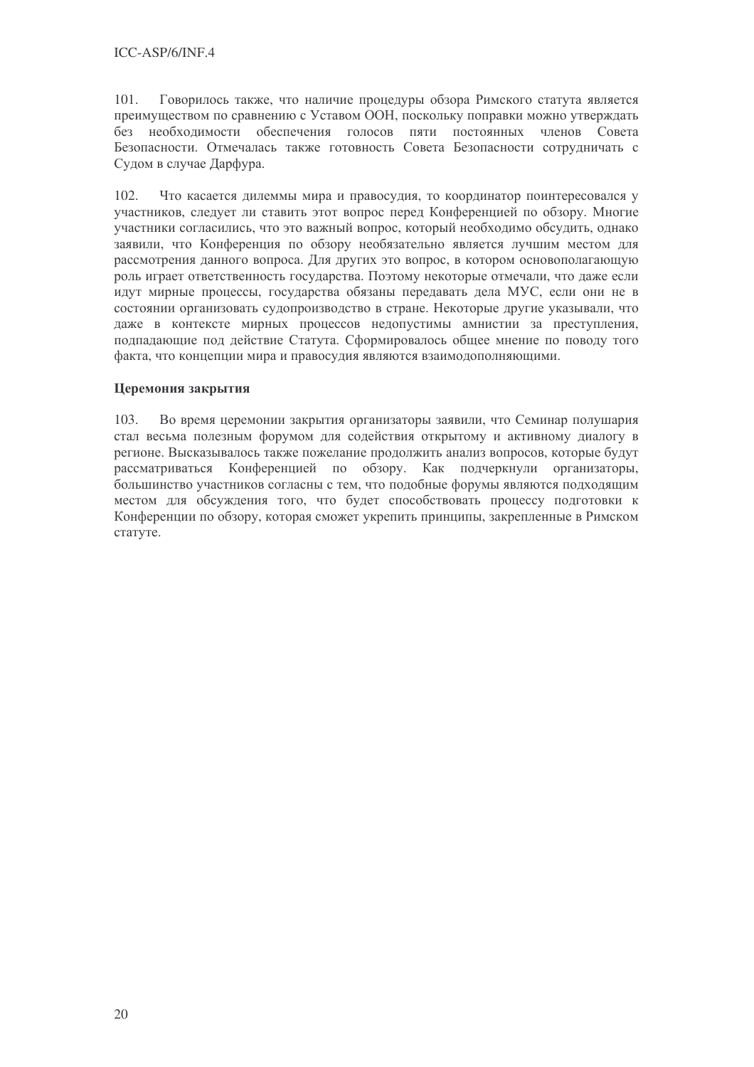101. Говорилось также, что наличие процедуры обзора Римского статута является преимуществом по сравнению с Уставом ООН, поскольку поправки можно утверждать без необходимости обеспечения голосов пяти постоянных членов Совета Безопасности. Отмечалась также готовность Совета Безопасности сотрудничать с Судом в случае Дарфура.

102. Что касается дилеммы мира и правосудия, то координатор поинтересовался у участников, следует ли ставить этот вопрос перед Конференцией по обзору. Многие участники согласились, что это важный вопрос, который необходимо обсудить, однако заявили, что Конференция по обзору необязательно является лучшим местом для рассмотрения данного вопроса. Для других это вопрос, в котором основополагающую роль играет ответственность государства. Поэтому некоторые отмечали, что даже если идут мирные процессы, государства обязаны передавать дела МУС, если они не в состоянии организовать судопроизводство в стране. Некоторые другие указывали, что даже в контексте мирных процессов недопустимы амнистии за преступления, подпадающие под действие Статута. Сформировалось общее мнение по поводу того факта, что концепции мира и правосудия являются взаимодополняющими.

**Церемония закрытия**

103. Во время церемонии закрытия организаторы заявили, что Семинар полушария стал весьма полезным форумом для содействия открытому и активному диалогу в регионе. Высказывалось также пожелание продолжить анализ вопросов, которые будут рассматриваться Конференцией по обзору. Как подчеркнули организаторы, большинство участников согласны с тем, что подобные форумы являются подходящим местом для обсуждения того, что будет способствовать процессу подготовки к Конференции по обзору, которая сможет укрепить принципы, закрепленные в Римском статуте.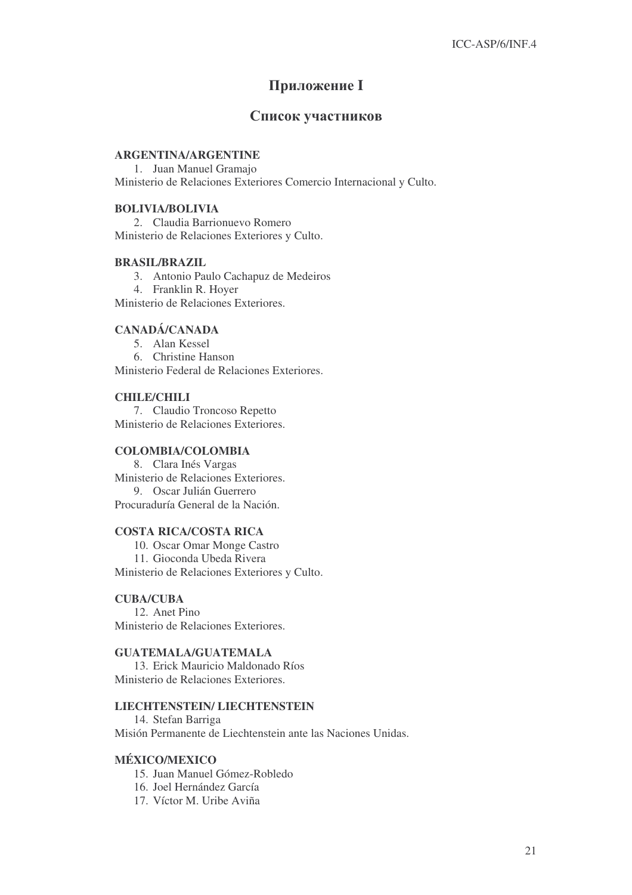## Приложение I

## Список участников

**ARGENTINA/ARGENTINE**

1. Juan Manuel Gramajo

Ministerio de Relaciones Exteriores Comercio Internacional y Culto.

**BOLIVIA/BOLIVIA**

2. Claudia Barrionuevo Romero

Ministerio de Relaciones Exteriores y Culto.

**BRASIL/BRAZIL**

3. Antonio Paulo Cachapuz de Medeiros
4. Franklin R. Hoyer

Ministerio de Relaciones Exteriores.

**CANADÁ/CANADA**

5. Alan Kessel
6. Christine Hanson

Ministerio Federal de Relaciones Exteriores.

**CHILE/CHILI**

7. Claudio Troncoso Repetto

Ministerio de Relaciones Exteriores.

**COLOMBIA/COLOMBIA**

8. Clara Inés Vargas

Ministerio de Relaciones Exteriores.

9. Oscar Julián Guerrero

Procuraduría General de la Nación.

**COSTA RICA/COSTA RICA**

10. Oscar Omar Monge Castro
11. Gioconda Ubeda Rivera

Ministerio de Relaciones Exteriores y Culto.

**CUBA/CUBA**

12. Anet Pino

Ministerio de Relaciones Exteriores.

**GUATEMALA/GUATEMALA**

13. Erick Mauricio Maldonado Ríos

Ministerio de Relaciones Exteriores.

**LIECHTENSTEIN/ LIECHTENSTEIN**

14. Stefan Barriga

Misión Permanente de Liechtenstein ante las Naciones Unidas.

**MÉXICO/MEXICO**

15. Juan Manuel Gómez-Robledo
16. Joel Hernández García
17. Víctor M. Uribe Aviña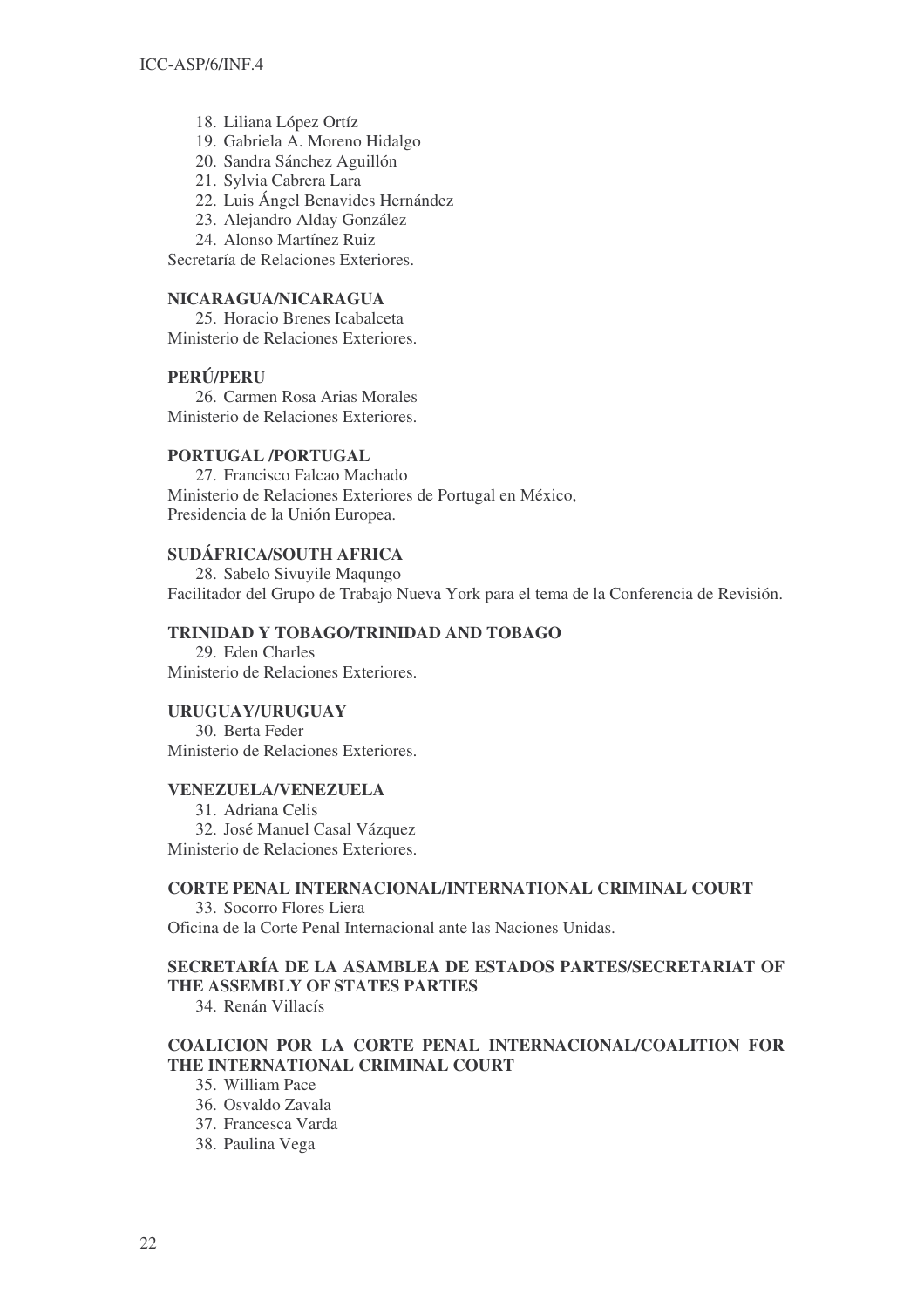18. Liliana López Ortíz
19. Gabriela A. Moreno Hidalgo
20. Sandra Sánchez Aguillón
21. Sylvia Cabrera Lara
22. Luis Ángel Benavides Hernández
23. Alejandro Alday González
24. Alonso Martínez Ruiz

Secretaría de Relaciones Exteriores.

**NICARAGUA/NICARAGUA**

25. Horacio Brenes Icabalceta

Ministerio de Relaciones Exteriores.

**PERÚ/PERU**

26. Carmen Rosa Arias Morales

Ministerio de Relaciones Exteriores.

**PORTUGAL /PORTUGAL**

27. Francisco Falcao Machado

Ministerio de Relaciones Exteriores de Portugal en México,
Presidencia de la Unión Europea.

**SUDÁFRICA/SOUTH AFRICA**

28. Sabelo Sivuyile Maqungo

Facilitador del Grupo de Trabajo Nueva York para el tema de la Conferencia de Revisión.

**TRINIDAD Y TOBAGO/TRINIDAD AND TOBAGO**

29. Eden Charles

Ministerio de Relaciones Exteriores.

**URUGUAY/URUGUAY**

30. Berta Feder

Ministerio de Relaciones Exteriores.

**VENEZUELA/VENEZUELA**

31. Adriana Celis
32. José Manuel Casal Vázquez

Ministerio de Relaciones Exteriores.

**CORTE PENAL INTERNACIONAL/INTERNATIONAL CRIMINAL COURT**

33. Socorro Flores Liera

Oficina de la Corte Penal Internacional ante las Naciones Unidas.

**SECRETARÍA DE LA ASAMBLEA DE ESTADOS PARTES/SECRETARIAT OF THE ASSEMBLY OF STATES PARTIES**

34. Renán Villacís

**COALICION POR LA CORTE PENAL INTERNACIONAL/COALITION FOR THE INTERNATIONAL CRIMINAL COURT**

35. William Pace
36. Osvaldo Zavala
37. Francesca Varda
38. Paulina Vega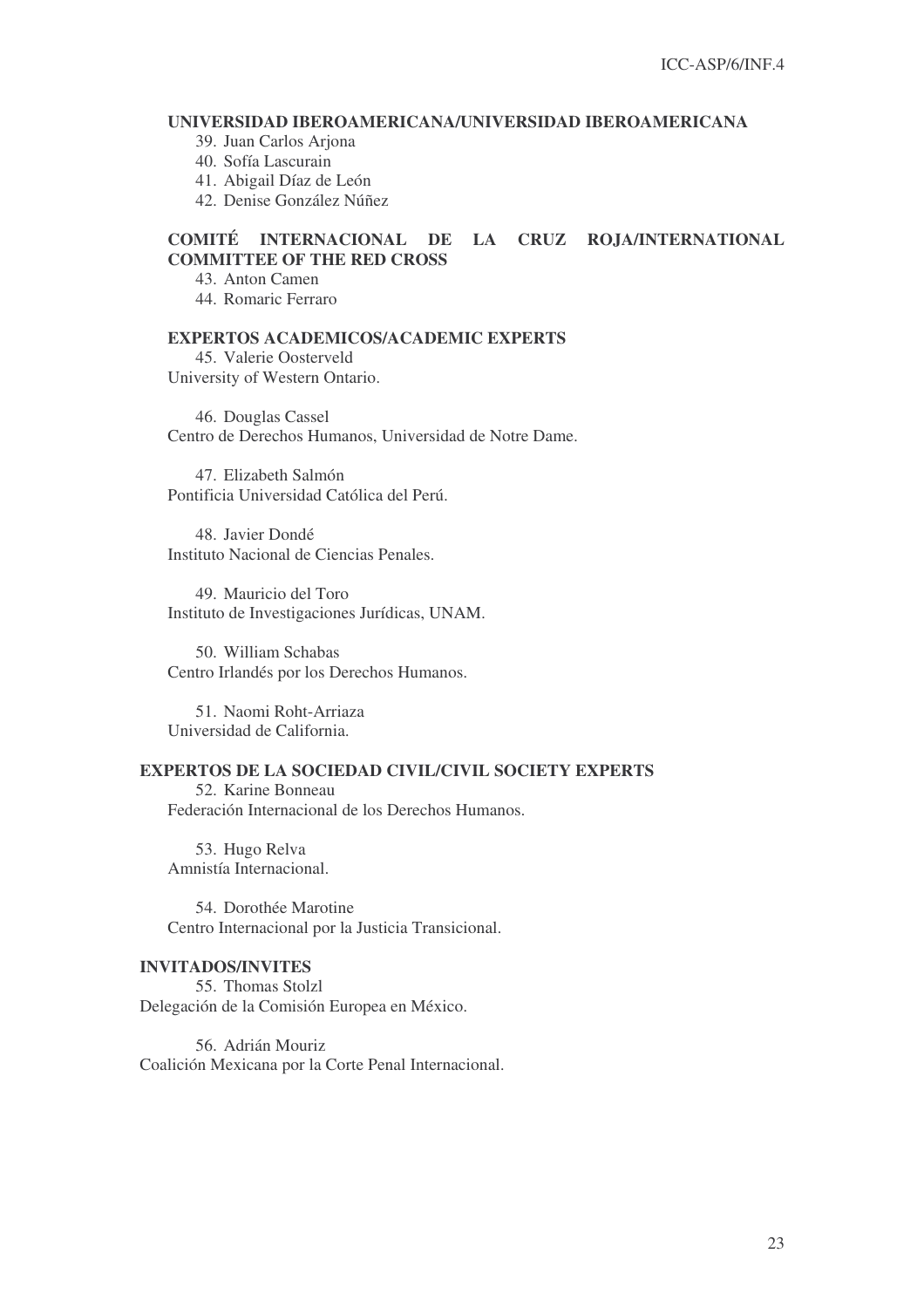**UNIVERSIDAD IBEROAMERICANA/UNIVERSIDAD IBEROAMERICANA**

39. Juan Carlos Arjona
40. Sofía Lascurain
41. Abigail Díaz de León
42. Denise González Núñez

**COMITÉ INTERNACIONAL DE LA CRUZ ROJA/INTERNATIONAL COMMITTEE OF THE RED CROSS**

43. Anton Camen
44. Romaric Ferraro

**EXPERTOS ACADEMICOS/ACADEMIC EXPERTS**

45. Valerie Oosterveld
University of Western Ontario.

46. Douglas Cassel
Centro de Derechos Humanos, Universidad de Notre Dame.

47. Elizabeth Salmón
Pontificia Universidad Católica del Perú.

48. Javier Dondé
Instituto Nacional de Ciencias Penales.

49. Mauricio del Toro
Instituto de Investigaciones Jurídicas, UNAM.

50. William Schabas
Centro Irlandés por los Derechos Humanos.

51. Naomi Roht-Arriaza
Universidad de California.

**EXPERTOS DE LA SOCIEDAD CIVIL/CIVIL SOCIETY EXPERTS**

52. Karine Bonneau
Federación Internacional de los Derechos Humanos.

53. Hugo Relva
Amnistía Internacional.

54. Dorothée Marotine
Centro Internacional por la Justicia Transicional.

**INVITADOS/INVITES**

55. Thomas Stolzl
Delegación de la Comisión Europea en México.

56. Adrián Mouriz
Coalición Mexicana por la Corte Penal Internacional.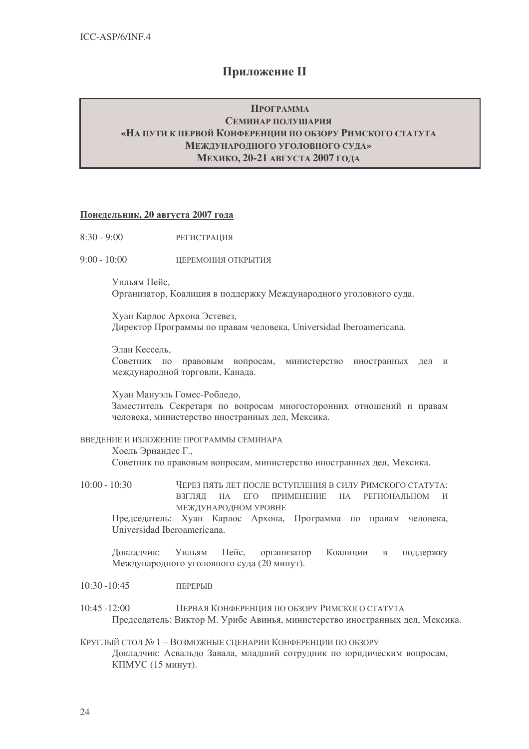# Приложение II

**ПРОГРАММА**
**СЕМИНАР ПОЛУШАРИЯ**
**«НА ПУТИ К ПЕРВОЙ КОНФЕРЕНЦИИ ПО ОБЗОРУ РИМСКОГО СТАТУТА МЕЖДУНАРОДНОГО УГОЛОВНОГО СУДА»**
**МЕХИКО, 20-21 АВГУСТА 2007 ГОДА**

**Понедельник, 20 августа 2007 года**

8:30 - 9:00 РЕГИСТРАЦИЯ

9:00 - 10:00 ЦЕРЕМОНИЯ ОТКРЫТИЯ

Уильям Пейс,
Организатор, Коалиция в поддержку Международного уголовного суда.

Хуан Карлос Архона Эстевез,
Директор Программы по правам человека, Universidad Iberoamericana.

Элан Кессель,
Советник по правовым вопросам, министерство иностранных дел и международной торговли, Канада.

Хуан Мануэль Гомес-Робледо,
Заместитель Секретаря по вопросам многосторонних отношений и правам человека, министерство иностранных дел, Мексика.

ВВЕДЕНИЕ И ИЗЛОЖЕНИЕ ПРОГРАММЫ СЕМИНАРА

Хоель Эрнандес Г.,
Советник по правовым вопросам, министерство иностранных дел, Мексика.

10:00 - 10:30 ЧЕРЕЗ ПЯТЬ ЛЕТ ПОСЛЕ ВСТУПЛЕНИЯ В СИЛУ РИМСКОГО СТАТУТА: ВЗГЛЯД НА ЕГО ПРИМЕНЕНИЕ НА РЕГИОНАЛЬНОМ И МЕЖДУНАРОДНОМ УРОВНЕ

Председатель: Хуан Карлос Архона, Программа по правам человека, Universidad Iberoamericana.

Докладчик: Уильям Пейс, организатор Коалиции в поддержку Международного уголовного суда (20 минут).

10:30 -10:45 ПЕРЕРЫВ

10:45 -12:00 ПЕРВАЯ КОНФЕРЕНЦИЯ ПО ОБЗОРУ РИМСКОГО СТАТУТА

Председатель: Виктор М. Урибе Авинья, министерство иностранных дел, Мексика.

КРУГЛЫЙ СТОЛ № 1 – ВОЗМОЖНЫЕ СЦЕНАРИИ КОНФЕРЕНЦИИ ПО ОБЗОРУ

Докладчик: Асвальдо Завала, младший сотрудник по юридическим вопросам, КПМУС (15 минут).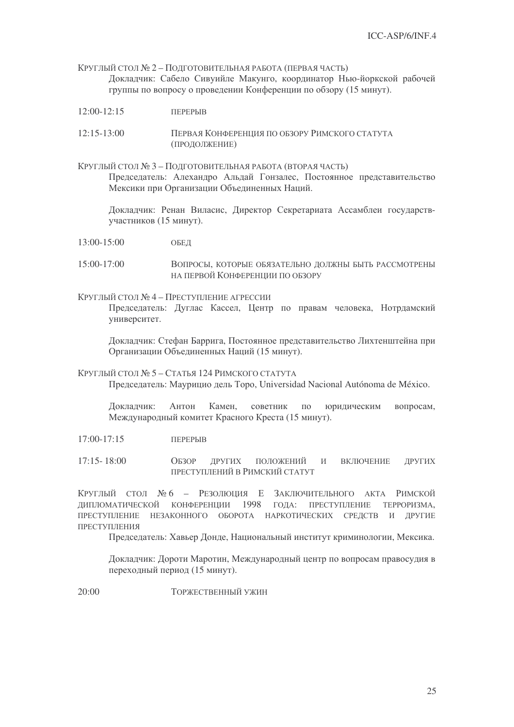КРУГЛЫЙ СТОЛ № 2 – ПОДГОТОВИТЕЛЬНАЯ РАБОТА (ПЕРВАЯ ЧАСТЬ)

Докладчик: Сабело Сивуийле Макунго, координатор Нью-йоркской рабочей группы по вопросу о проведении Конференции по обзору (15 минут).

12:00-12:15 ПЕРЕРЫВ

12:15-13:00 ПЕРВАЯ КОНФЕРЕНЦИЯ ПО ОБЗОРУ РИМСКОГО СТАТУТА (ПРОДОЛЖЕНИЕ)

КРУГЛЫЙ СТОЛ № 3 – ПОДГОТОВИТЕЛЬНАЯ РАБОТА (ВТОРАЯ ЧАСТЬ)

Председатель: Алехандро Альдай Гонзалес, Постоянное представительство Мексики при Организации Объединенных Наций.

Докладчик: Ренан Виласис, Директор Секретариата Ассамблеи государств-участников (15 минут).

13:00-15:00 ОБЕД

15:00-17:00 ВОПРОСЫ, КОТОРЫЕ ОБЯЗАТЕЛЬНО ДОЛЖНЫ БЫТЬ РАССМОТРЕНЫ НА ПЕРВОЙ КОНФЕРЕНЦИИ ПО ОБЗОРУ

КРУГЛЫЙ СТОЛ № 4 – ПРЕСТУПЛЕНИЕ АГРЕССИИ

Председатель: Дуглас Кассел, Центр по правам человека, Нотрдамский университет.

Докладчик: Стефан Баррига, Постоянное представительство Лихтенштейна при Организации Объединенных Наций (15 минут).

КРУГЛЫЙ СТОЛ № 5 – СТАТЬЯ 124 РИМСКОГО СТАТУТА

Председатель: Маурицио дель Торо, Universidad Nacional Autónoma de México.

Докладчик: Антон Камен, советник по юридическим вопросам, Международный комитет Красного Креста (15 минут).

17:00-17:15 ПЕРЕРЫВ

17:15- 18:00 ОБЗОР ДРУГИХ ПОЛОЖЕНИЙ И ВКЛЮЧЕНИЕ ДРУГИХ ПРЕСТУПЛЕНИЙ В РИМСКИЙ СТАТУТ

КРУГЛЫЙ СТОЛ № 6 – РЕЗОЛЮЦИЯ Е ЗАКЛЮЧИТЕЛЬНОГО АКТА РИМСКОЙ ДИПЛОМАТИЧЕСКОЙ КОНФЕРЕНЦИИ 1998 ГОДА: ПРЕСТУПЛЕНИЕ ТЕРРОРИЗМА, ПРЕСТУПЛЕНИЕ НЕЗАКОННОГО ОБОРОТА НАРКОТИЧЕСКИХ СРЕДСТВ И ДРУГИЕ ПРЕСТУПЛЕНИЯ

Председатель: Хавьер Донде, Национальный институт криминологии, Мексика.

Докладчик: Дороти Маротин, Международный центр по вопросам правосудия в переходный период (15 минут).

20:00 ТОРЖЕСТВЕННЫЙ УЖИН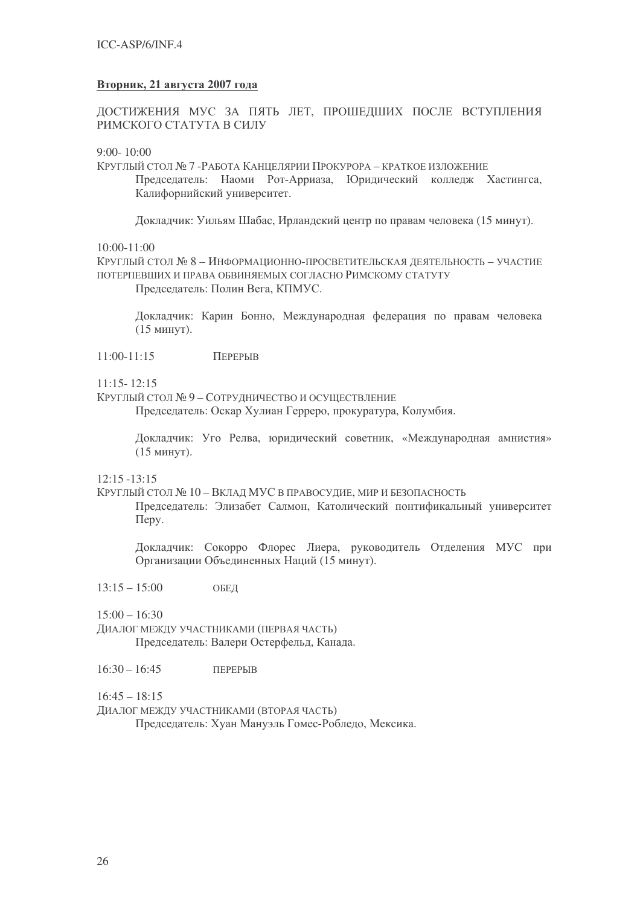**Вторник, 21 августа 2007 года**

ДОСТИЖЕНИЯ МУС ЗА ПЯТЬ ЛЕТ, ПРОШЕДШИХ ПОСЛЕ ВСТУПЛЕНИЯ РИМСКОГО СТАТУТА В СИЛУ

9:00- 10:00

КРУГЛЫЙ СТОЛ № 7 -РАБОТА КАНЦЕЛЯРИИ ПРОКУРОРА – КРАТКОЕ ИЗЛОЖЕНИЕ

Председатель: Наоми Рот-Арриаза, Юридический колледж Хастингса, Калифорнийский университет.

Докладчик: Уильям Шабас, Ирландский центр по правам человека (15 минут).

10:00-11:00

КРУГЛЫЙ СТОЛ № 8 – ИНФОРМАЦИОННО-ПРОСВЕТИТЕЛЬСКАЯ ДЕЯТЕЛЬНОСТЬ – УЧАСТИЕ ПОТЕРПЕВШИХ И ПРАВА ОБВИНЯЕМЫХ СОГЛАСНО РИМСКОМУ СТАТУТУ

Председатель: Полин Вега, КПМУС.

Докладчик: Карин Бонно, Международная федерация по правам человека (15 минут).

11:00-11:15 ПЕРЕРЫВ

11:15- 12:15

КРУГЛЫЙ СТОЛ № 9 – СОТРУДНИЧЕСТВО И ОСУЩЕСТВЛЕНИЕ

Председатель: Оскар Хулиан Герреро, прокуратура, Колумбия.

Докладчик: Уго Релва, юридический советник, «Международная амнистия» (15 минут).

12:15 -13:15

КРУГЛЫЙ СТОЛ № 10 – ВКЛАД МУС В ПРАВОСУДИЕ, МИР И БЕЗОПАСНОСТЬ

Председатель: Элизабет Салмон, Католический понтификальный университет Перу.

Докладчик: Сокорро Флорес Лиера, руководитель Отделения МУС при Организации Объединенных Наций (15 минут).

13:15 – 15:00 ОБЕД

15:00 – 16:30

ДИАЛОГ МЕЖДУ УЧАСТНИКАМИ (ПЕРВАЯ ЧАСТЬ)

Председатель: Валери Остерфельд, Канада.

16:30 – 16:45 ПЕРЕРЫВ

16:45 – 18:15

ДИАЛОГ МЕЖДУ УЧАСТНИКАМИ (ВТОРАЯ ЧАСТЬ)

Председатель: Хуан Мануэль Гомес-Робледо, Мексика.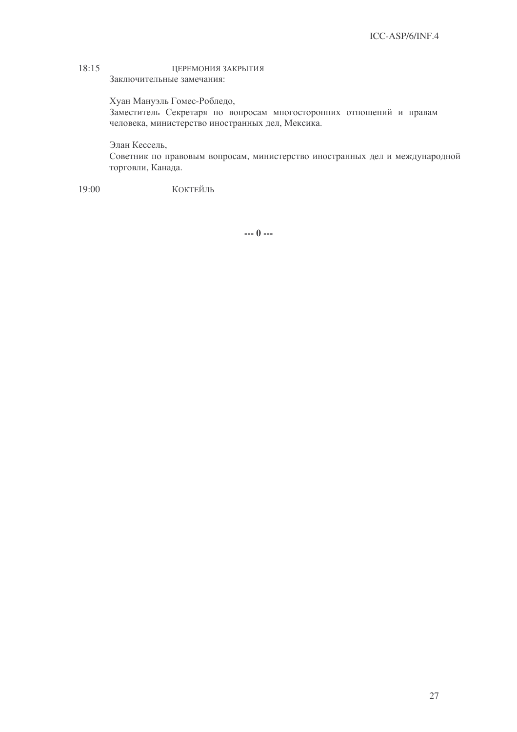18:15 ЦЕРЕМОНИЯ ЗАКРЫТИЯ

Заключительные замечания:

Хуан Мануэль Гомес-Робледо,
Заместитель Секретаря по вопросам многосторонних отношений и правам человека, министерство иностранных дел, Мексика.

Элан Кессель,
Советник по правовым вопросам, министерство иностранных дел и международной торговли, Канада.

19:00 КОКТЕЙЛЬ

--- 0 ---